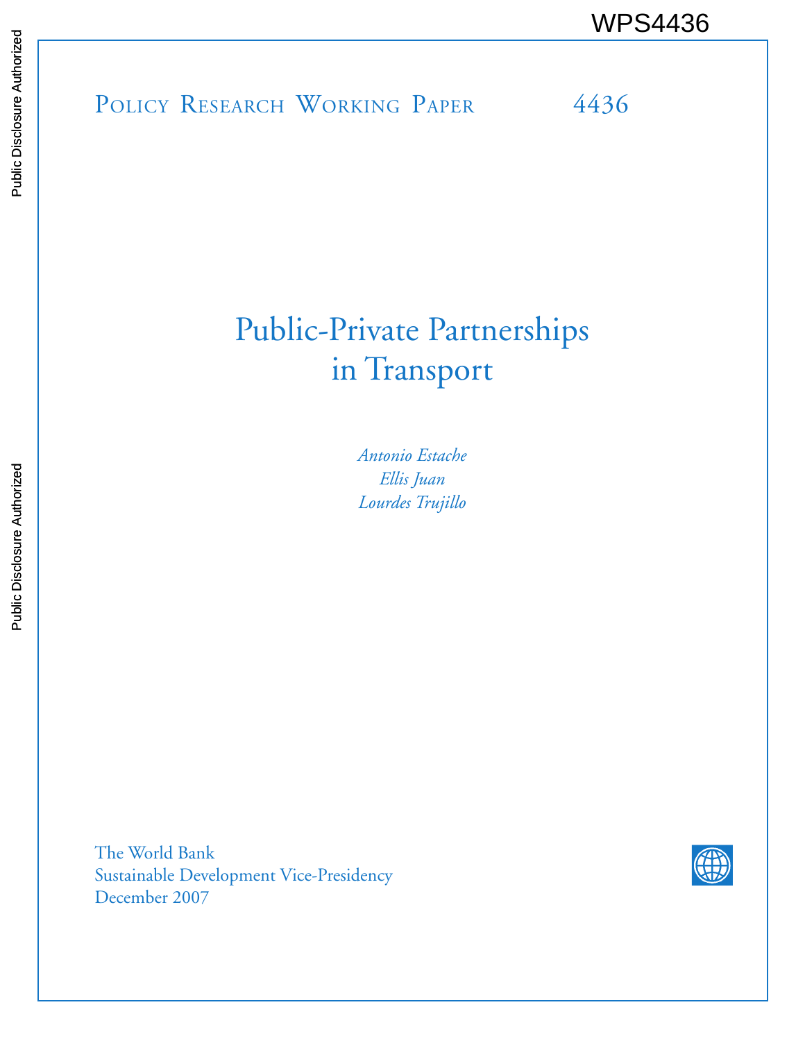WPS4436

Policy Research Working Paper 4436

# Public-Private Partnerships in Transport

*Antonio Estache*
*Ellis Juan*
*Lourdes Trujillo*

The World Bank
Sustainable Development Vice-Presidency
December 2007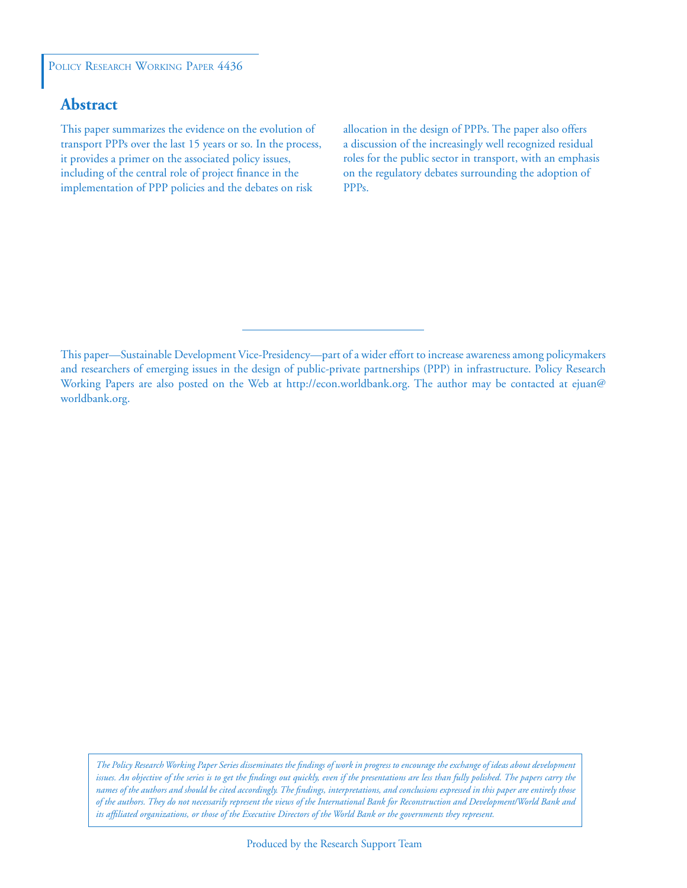Policy Research Working Paper 4436

## Abstract

This paper summarizes the evidence on the evolution of transport PPPs over the last 15 years or so. In the process, it provides a primer on the associated policy issues, including of the central role of project finance in the implementation of PPP policies and the debates on risk allocation in the design of PPPs. The paper also offers a discussion of the increasingly well recognized residual roles for the public sector in transport, with an emphasis on the regulatory debates surrounding the adoption of PPPs.

This paper—Sustainable Development Vice-Presidency—part of a wider effort to increase awareness among policymakers and researchers of emerging issues in the design of public-private partnerships (PPP) in infrastructure. Policy Research Working Papers are also posted on the Web at http://econ.worldbank.org. The author may be contacted at ejuan@worldbank.org.

*The Policy Research Working Paper Series disseminates the findings of work in progress to encourage the exchange of ideas about development issues. An objective of the series is to get the findings out quickly, even if the presentations are less than fully polished. The papers carry the names of the authors and should be cited accordingly. The findings, interpretations, and conclusions expressed in this paper are entirely those of the authors. They do not necessarily represent the views of the International Bank for Reconstruction and Development/World Bank and its affiliated organizations, or those of the Executive Directors of the World Bank or the governments they represent.*

Produced by the Research Support Team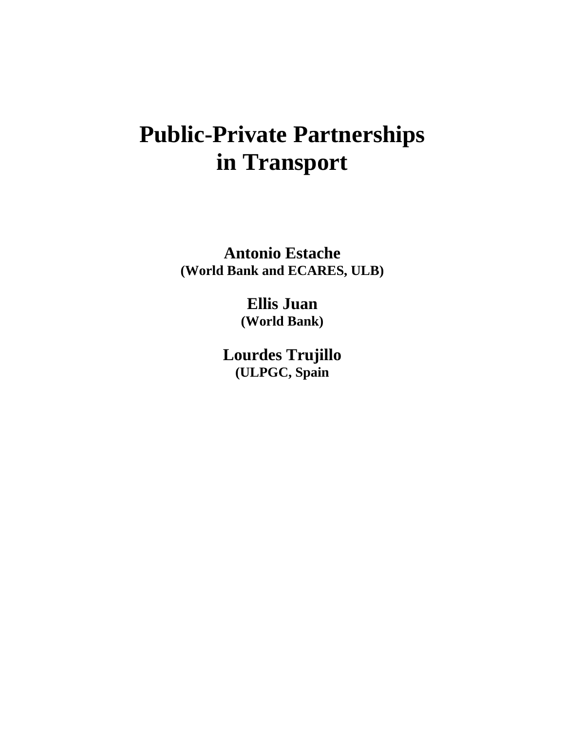# Public-Private Partnerships in Transport

**Antonio Estache**
**(World Bank and ECARES, ULB)**

**Ellis Juan**
**(World Bank)**

**Lourdes Trujillo**
**(ULPGC, Spain**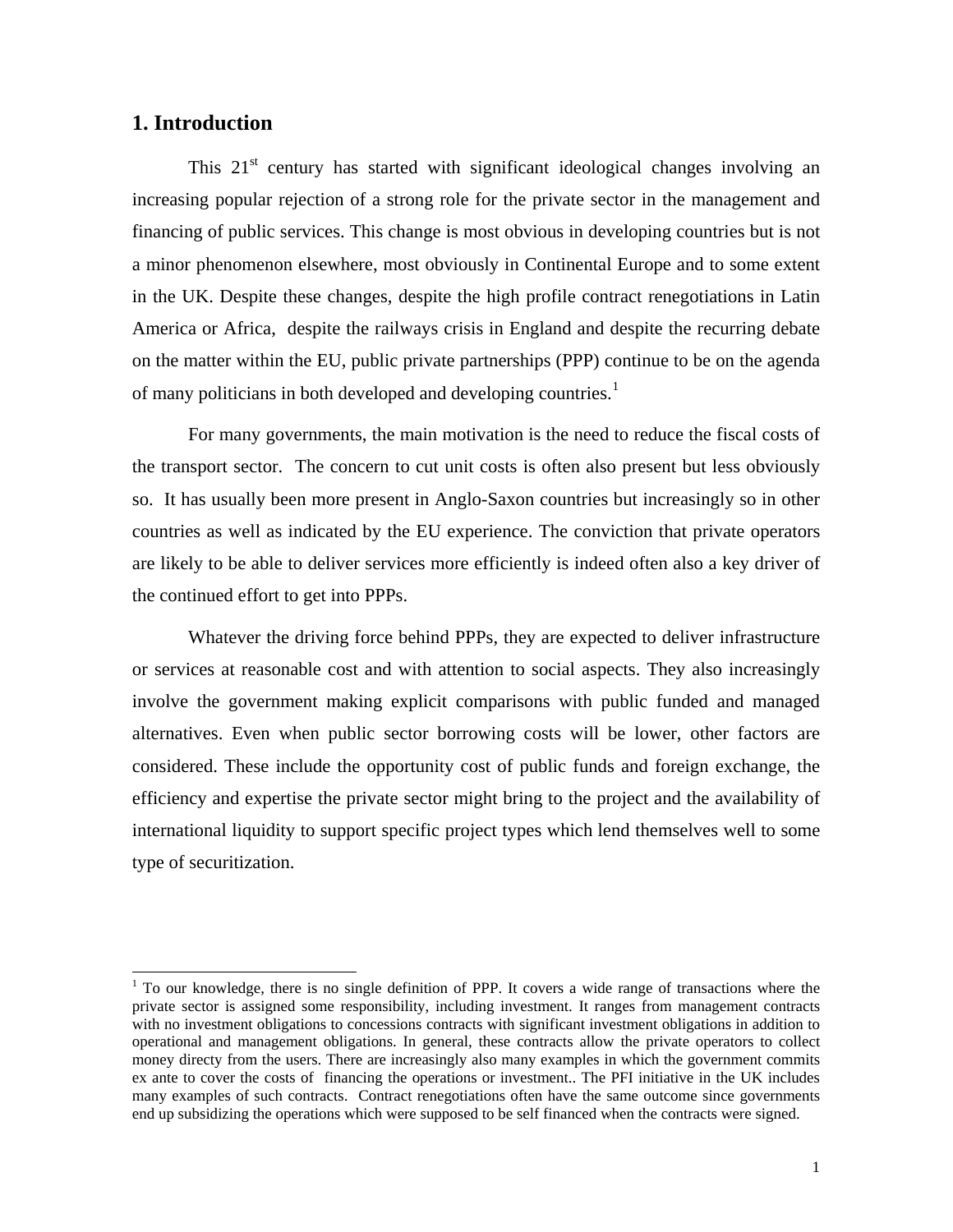## 1. Introduction

This 21st century has started with significant ideological changes involving an increasing popular rejection of a strong role for the private sector in the management and financing of public services. This change is most obvious in developing countries but is not a minor phenomenon elsewhere, most obviously in Continental Europe and to some extent in the UK. Despite these changes, despite the high profile contract renegotiations in Latin America or Africa, despite the railways crisis in England and despite the recurring debate on the matter within the EU, public private partnerships (PPP) continue to be on the agenda of many politicians in both developed and developing countries.[1]

For many governments, the main motivation is the need to reduce the fiscal costs of the transport sector. The concern to cut unit costs is often also present but less obviously so. It has usually been more present in Anglo-Saxon countries but increasingly so in other countries as well as indicated by the EU experience. The conviction that private operators are likely to be able to deliver services more efficiently is indeed often also a key driver of the continued effort to get into PPPs.

Whatever the driving force behind PPPs, they are expected to deliver infrastructure or services at reasonable cost and with attention to social aspects. They also increasingly involve the government making explicit comparisons with public funded and managed alternatives. Even when public sector borrowing costs will be lower, other factors are considered. These include the opportunity cost of public funds and foreign exchange, the efficiency and expertise the private sector might bring to the project and the availability of international liquidity to support specific project types which lend themselves well to some type of securitization.

[1] To our knowledge, there is no single definition of PPP. It covers a wide range of transactions where the private sector is assigned some responsibility, including investment. It ranges from management contracts with no investment obligations to concessions contracts with significant investment obligations in addition to operational and management obligations. In general, these contracts allow the private operators to collect money directy from the users. There are increasingly also many examples in which the government commits ex ante to cover the costs of financing the operations or investment.. The PFI initiative in the UK includes many examples of such contracts. Contract renegotiations often have the same outcome since governments end up subsidizing the operations which were supposed to be self financed when the contracts were signed.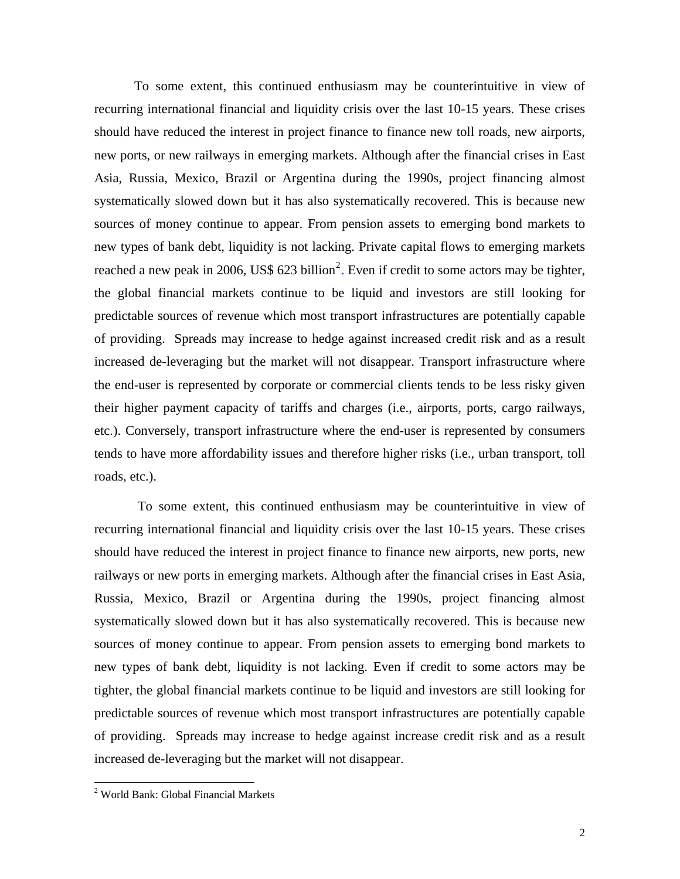To some extent, this continued enthusiasm may be counterintuitive in view of recurring international financial and liquidity crisis over the last 10-15 years. These crises should have reduced the interest in project finance to finance new toll roads, new airports, new ports, or new railways in emerging markets. Although after the financial crises in East Asia, Russia, Mexico, Brazil or Argentina during the 1990s, project financing almost systematically slowed down but it has also systematically recovered. This is because new sources of money continue to appear. From pension assets to emerging bond markets to new types of bank debt, liquidity is not lacking. Private capital flows to emerging markets reached a new peak in 2006, US$ 623 billion[2]. Even if credit to some actors may be tighter, the global financial markets continue to be liquid and investors are still looking for predictable sources of revenue which most transport infrastructures are potentially capable of providing. Spreads may increase to hedge against increased credit risk and as a result increased de-leveraging but the market will not disappear. Transport infrastructure where the end-user is represented by corporate or commercial clients tends to be less risky given their higher payment capacity of tariffs and charges (i.e., airports, ports, cargo railways, etc.). Conversely, transport infrastructure where the end-user is represented by consumers tends to have more affordability issues and therefore higher risks (i.e., urban transport, toll roads, etc.).

To some extent, this continued enthusiasm may be counterintuitive in view of recurring international financial and liquidity crisis over the last 10-15 years. These crises should have reduced the interest in project finance to finance new airports, new ports, new railways or new ports in emerging markets. Although after the financial crises in East Asia, Russia, Mexico, Brazil or Argentina during the 1990s, project financing almost systematically slowed down but it has also systematically recovered. This is because new sources of money continue to appear. From pension assets to emerging bond markets to new types of bank debt, liquidity is not lacking. Even if credit to some actors may be tighter, the global financial markets continue to be liquid and investors are still looking for predictable sources of revenue which most transport infrastructures are potentially capable of providing. Spreads may increase to hedge against increase credit risk and as a result increased de-leveraging but the market will not disappear.

---

[2] World Bank: Global Financial Markets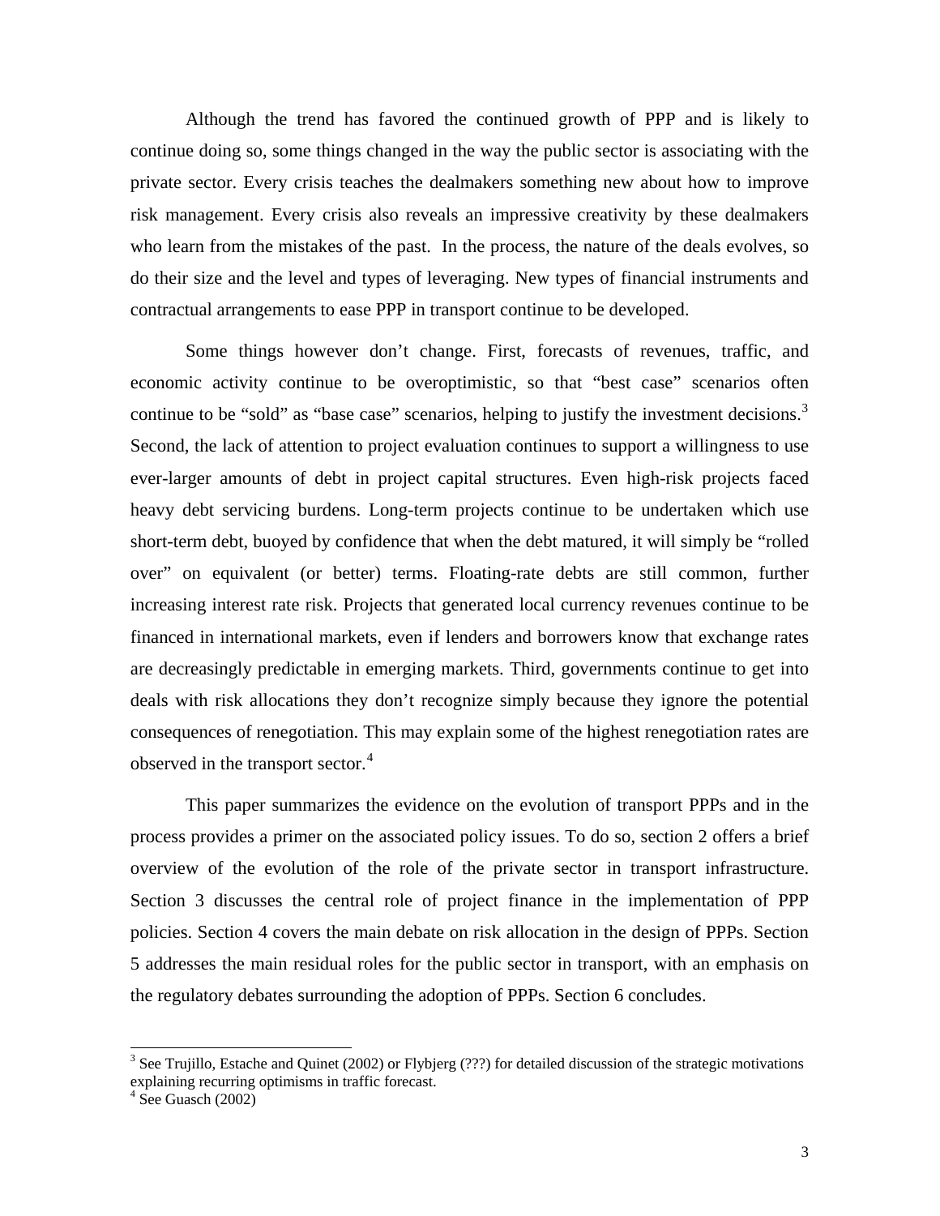Although the trend has favored the continued growth of PPP and is likely to continue doing so, some things changed in the way the public sector is associating with the private sector. Every crisis teaches the dealmakers something new about how to improve risk management. Every crisis also reveals an impressive creativity by these dealmakers who learn from the mistakes of the past. In the process, the nature of the deals evolves, so do their size and the level and types of leveraging. New types of financial instruments and contractual arrangements to ease PPP in transport continue to be developed.

Some things however don't change. First, forecasts of revenues, traffic, and economic activity continue to be overoptimistic, so that "best case" scenarios often continue to be "sold" as "base case" scenarios, helping to justify the investment decisions.[3] Second, the lack of attention to project evaluation continues to support a willingness to use ever-larger amounts of debt in project capital structures. Even high-risk projects faced heavy debt servicing burdens. Long-term projects continue to be undertaken which use short-term debt, buoyed by confidence that when the debt matured, it will simply be "rolled over" on equivalent (or better) terms. Floating-rate debts are still common, further increasing interest rate risk. Projects that generated local currency revenues continue to be financed in international markets, even if lenders and borrowers know that exchange rates are decreasingly predictable in emerging markets. Third, governments continue to get into deals with risk allocations they don't recognize simply because they ignore the potential consequences of renegotiation. This may explain some of the highest renegotiation rates are observed in the transport sector.[4]

This paper summarizes the evidence on the evolution of transport PPPs and in the process provides a primer on the associated policy issues. To do so, section 2 offers a brief overview of the evolution of the role of the private sector in transport infrastructure. Section 3 discusses the central role of project finance in the implementation of PPP policies. Section 4 covers the main debate on risk allocation in the design of PPPs. Section 5 addresses the main residual roles for the public sector in transport, with an emphasis on the regulatory debates surrounding the adoption of PPPs. Section 6 concludes.

---

[3] See Trujillo, Estache and Quinet (2002) or Flybjerg (???) for detailed discussion of the strategic motivations explaining recurring optimisms in traffic forecast.

[4] See Guasch (2002)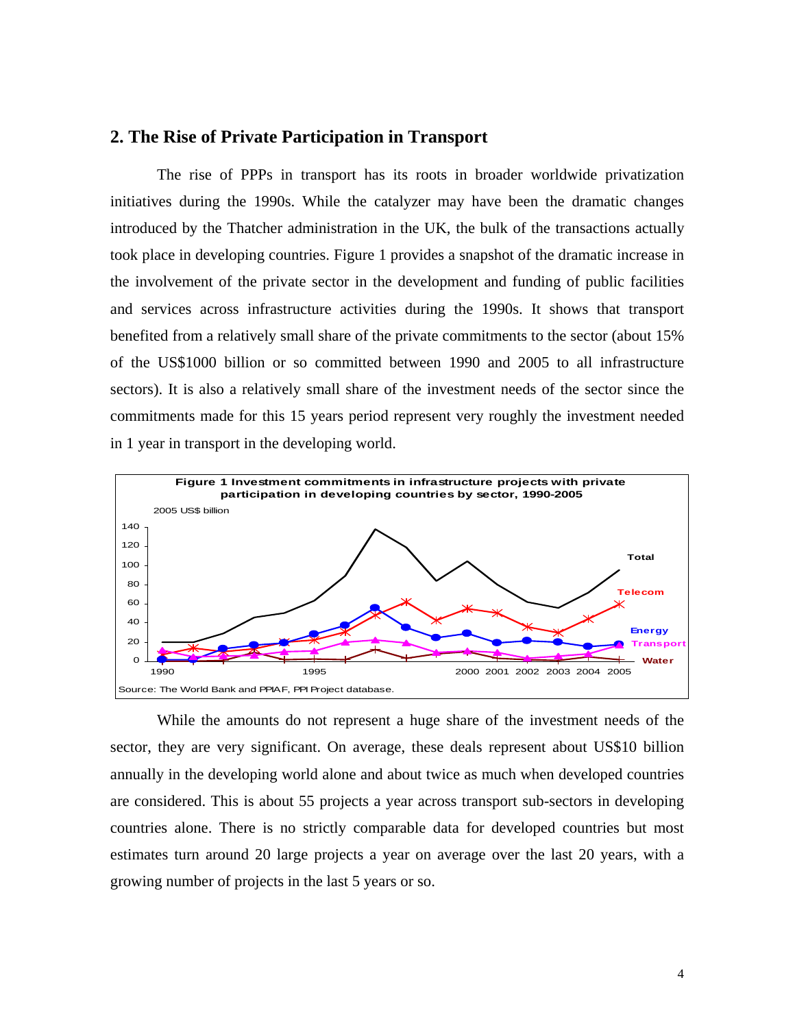## 2. The Rise of Private Participation in Transport

The rise of PPPs in transport has its roots in broader worldwide privatization initiatives during the 1990s. While the catalyzer may have been the dramatic changes introduced by the Thatcher administration in the UK, the bulk of the transactions actually took place in developing countries. Figure 1 provides a snapshot of the dramatic increase in the involvement of the private sector in the development and funding of public facilities and services across infrastructure activities during the 1990s. It shows that transport benefited from a relatively small share of the private commitments to the sector (about 15% of the US$1000 billion or so committed between 1990 and 2005 to all infrastructure sectors). It is also a relatively small share of the investment needs of the sector since the commitments made for this 15 years period represent very roughly the investment needed in 1 year in transport in the developing world.

**Figure 1 Investment commitments in infrastructure projects with private participation in developing countries by sector, 1990-2005**

Source: The World Bank and PPIAF, PPI Project database.

While the amounts do not represent a huge share of the investment needs of the sector, they are very significant. On average, these deals represent about US$10 billion annually in the developing world alone and about twice as much when developed countries are considered. This is about 55 projects a year across transport sub-sectors in developing countries alone. There is no strictly comparable data for developed countries but most estimates turn around 20 large projects a year on average over the last 20 years, with a growing number of projects in the last 5 years or so.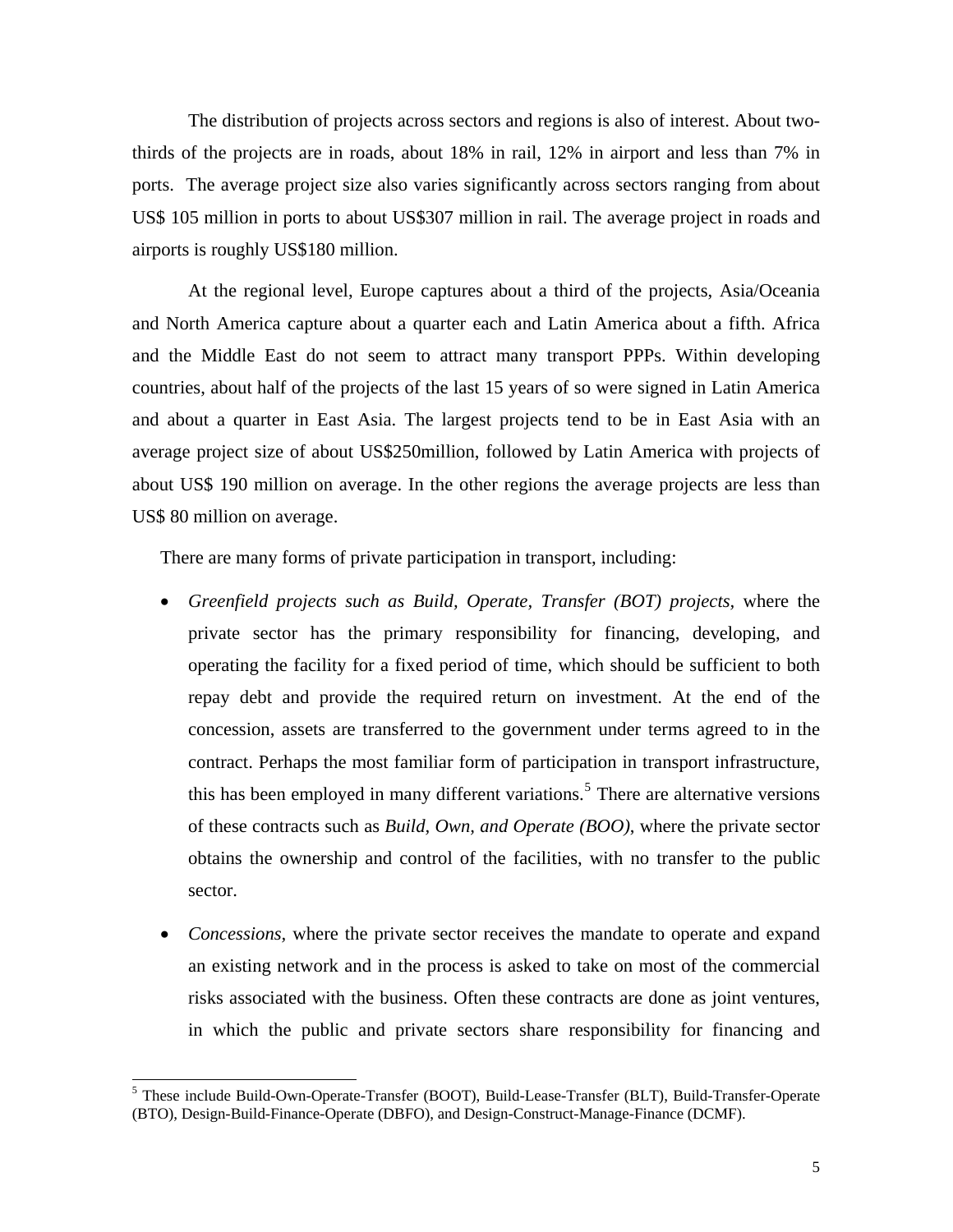The distribution of projects across sectors and regions is also of interest. About two-thirds of the projects are in roads, about 18% in rail, 12% in airport and less than 7% in ports. The average project size also varies significantly across sectors ranging from about US$ 105 million in ports to about US$307 million in rail. The average project in roads and airports is roughly US$180 million.

At the regional level, Europe captures about a third of the projects, Asia/Oceania and North America capture about a quarter each and Latin America about a fifth. Africa and the Middle East do not seem to attract many transport PPPs. Within developing countries, about half of the projects of the last 15 years of so were signed in Latin America and about a quarter in East Asia. The largest projects tend to be in East Asia with an average project size of about US$250million, followed by Latin America with projects of about US$ 190 million on average. In the other regions the average projects are less than US$ 80 million on average.

There are many forms of private participation in transport, including:

- *Greenfield projects such as Build, Operate, Transfer (BOT) projects,* where the private sector has the primary responsibility for financing, developing, and operating the facility for a fixed period of time, which should be sufficient to both repay debt and provide the required return on investment. At the end of the concession, assets are transferred to the government under terms agreed to in the contract. Perhaps the most familiar form of participation in transport infrastructure, this has been employed in many different variations.[5] There are alternative versions of these contracts such as *Build, Own, and Operate (BOO),* where the private sector obtains the ownership and control of the facilities, with no transfer to the public sector.
- *Concessions,* where the private sector receives the mandate to operate and expand an existing network and in the process is asked to take on most of the commercial risks associated with the business. Often these contracts are done as joint ventures, in which the public and private sectors share responsibility for financing and

[5] These include Build-Own-Operate-Transfer (BOOT), Build-Lease-Transfer (BLT), Build-Transfer-Operate (BTO), Design-Build-Finance-Operate (DBFO), and Design-Construct-Manage-Finance (DCMF).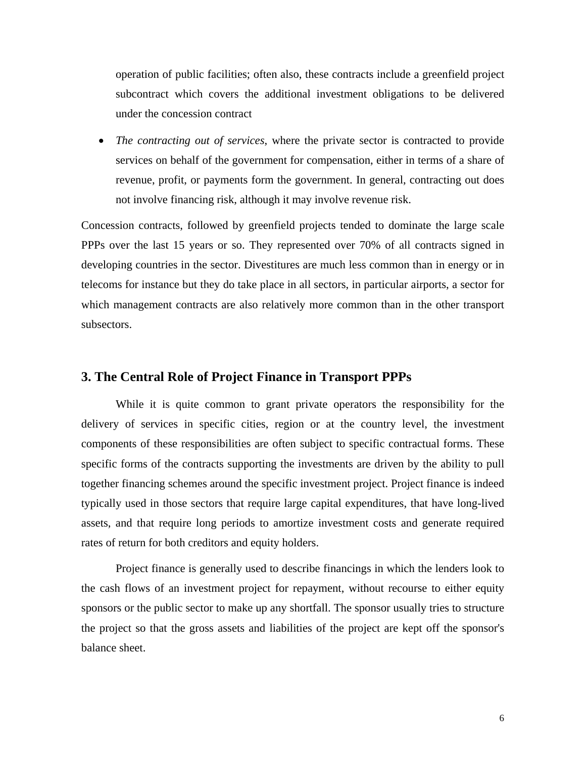operation of public facilities; often also, these contracts include a greenfield project subcontract which covers the additional investment obligations to be delivered under the concession contract

- *The contracting out of services*, where the private sector is contracted to provide services on behalf of the government for compensation, either in terms of a share of revenue, profit, or payments form the government. In general, contracting out does not involve financing risk, although it may involve revenue risk.

Concession contracts, followed by greenfield projects tended to dominate the large scale PPPs over the last 15 years or so. They represented over 70% of all contracts signed in developing countries in the sector. Divestitures are much less common than in energy or in telecoms for instance but they do take place in all sectors, in particular airports, a sector for which management contracts are also relatively more common than in the other transport subsectors.

## 3. The Central Role of Project Finance in Transport PPPs

While it is quite common to grant private operators the responsibility for the delivery of services in specific cities, region or at the country level, the investment components of these responsibilities are often subject to specific contractual forms. These specific forms of the contracts supporting the investments are driven by the ability to pull together financing schemes around the specific investment project. Project finance is indeed typically used in those sectors that require large capital expenditures, that have long-lived assets, and that require long periods to amortize investment costs and generate required rates of return for both creditors and equity holders.

Project finance is generally used to describe financings in which the lenders look to the cash flows of an investment project for repayment, without recourse to either equity sponsors or the public sector to make up any shortfall. The sponsor usually tries to structure the project so that the gross assets and liabilities of the project are kept off the sponsor's balance sheet.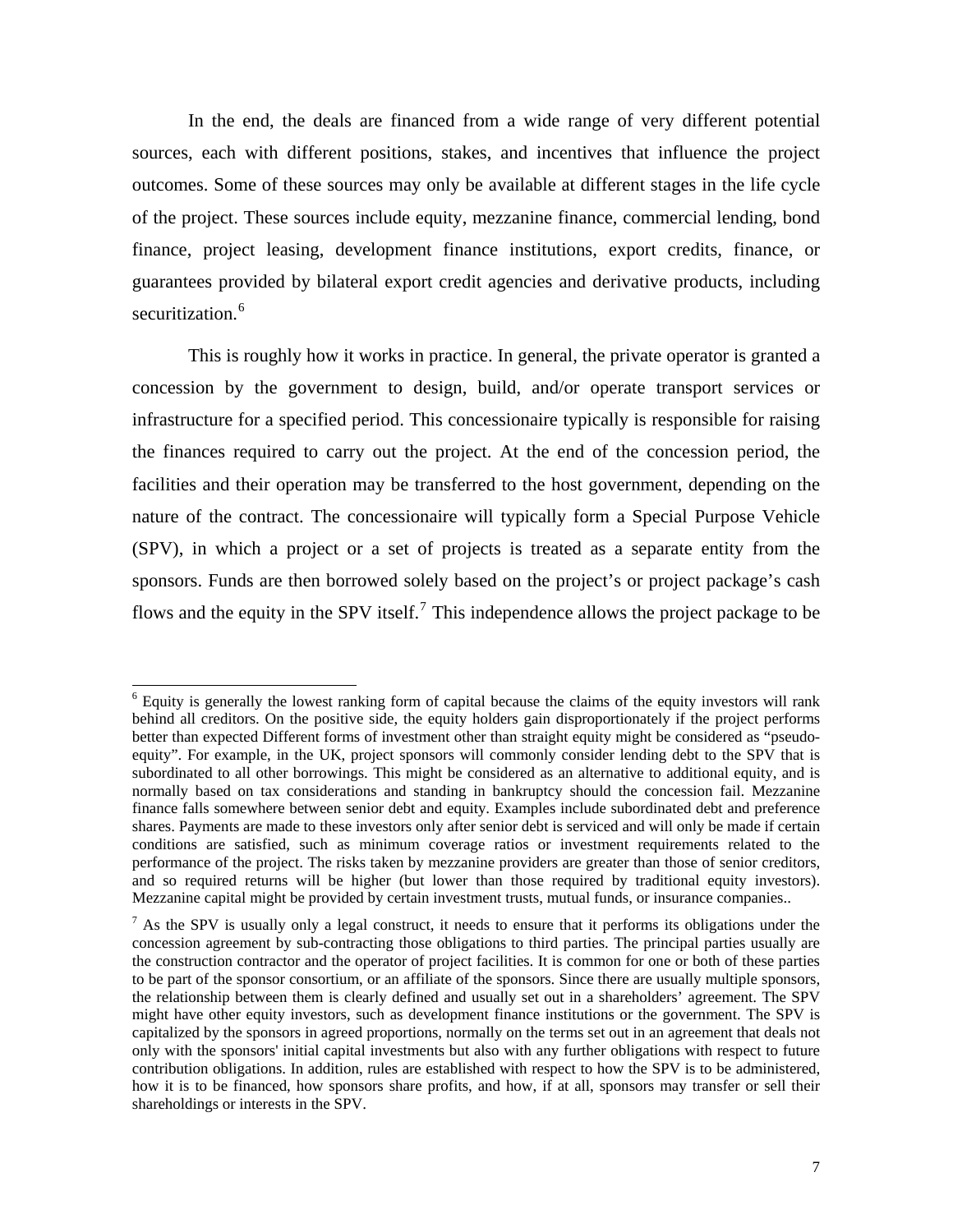In the end, the deals are financed from a wide range of very different potential sources, each with different positions, stakes, and incentives that influence the project outcomes. Some of these sources may only be available at different stages in the life cycle of the project. These sources include equity, mezzanine finance, commercial lending, bond finance, project leasing, development finance institutions, export credits, finance, or guarantees provided by bilateral export credit agencies and derivative products, including securitization.[6]

This is roughly how it works in practice. In general, the private operator is granted a concession by the government to design, build, and/or operate transport services or infrastructure for a specified period. This concessionaire typically is responsible for raising the finances required to carry out the project. At the end of the concession period, the facilities and their operation may be transferred to the host government, depending on the nature of the contract. The concessionaire will typically form a Special Purpose Vehicle (SPV), in which a project or a set of projects is treated as a separate entity from the sponsors. Funds are then borrowed solely based on the project's or project package's cash flows and the equity in the SPV itself.[7] This independence allows the project package to be

[6] Equity is generally the lowest ranking form of capital because the claims of the equity investors will rank behind all creditors. On the positive side, the equity holders gain disproportionately if the project performs better than expected Different forms of investment other than straight equity might be considered as "pseudo-equity". For example, in the UK, project sponsors will commonly consider lending debt to the SPV that is subordinated to all other borrowings. This might be considered as an alternative to additional equity, and is normally based on tax considerations and standing in bankruptcy should the concession fail. Mezzanine finance falls somewhere between senior debt and equity. Examples include subordinated debt and preference shares. Payments are made to these investors only after senior debt is serviced and will only be made if certain conditions are satisfied, such as minimum coverage ratios or investment requirements related to the performance of the project. The risks taken by mezzanine providers are greater than those of senior creditors, and so required returns will be higher (but lower than those required by traditional equity investors). Mezzanine capital might be provided by certain investment trusts, mutual funds, or insurance companies..

[7] As the SPV is usually only a legal construct, it needs to ensure that it performs its obligations under the concession agreement by sub-contracting those obligations to third parties. The principal parties usually are the construction contractor and the operator of project facilities. It is common for one or both of these parties to be part of the sponsor consortium, or an affiliate of the sponsors. Since there are usually multiple sponsors, the relationship between them is clearly defined and usually set out in a shareholders' agreement. The SPV might have other equity investors, such as development finance institutions or the government. The SPV is capitalized by the sponsors in agreed proportions, normally on the terms set out in an agreement that deals not only with the sponsors' initial capital investments but also with any further obligations with respect to future contribution obligations. In addition, rules are established with respect to how the SPV is to be administered, how it is to be financed, how sponsors share profits, and how, if at all, sponsors may transfer or sell their shareholdings or interests in the SPV.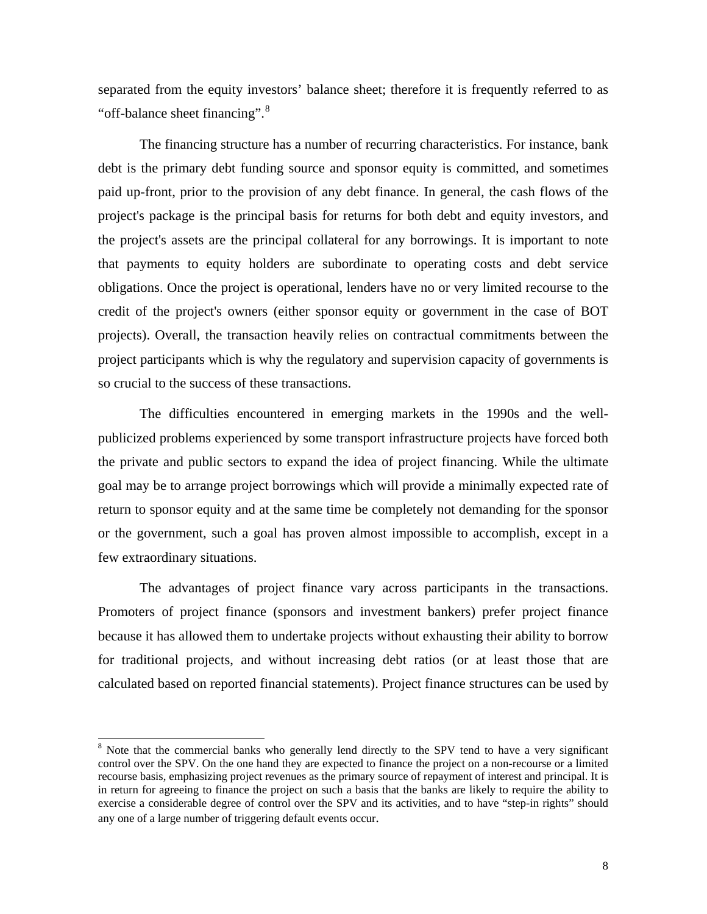separated from the equity investors' balance sheet; therefore it is frequently referred to as "off-balance sheet financing".[8]

The financing structure has a number of recurring characteristics. For instance, bank debt is the primary debt funding source and sponsor equity is committed, and sometimes paid up-front, prior to the provision of any debt finance. In general, the cash flows of the project's package is the principal basis for returns for both debt and equity investors, and the project's assets are the principal collateral for any borrowings. It is important to note that payments to equity holders are subordinate to operating costs and debt service obligations. Once the project is operational, lenders have no or very limited recourse to the credit of the project's owners (either sponsor equity or government in the case of BOT projects). Overall, the transaction heavily relies on contractual commitments between the project participants which is why the regulatory and supervision capacity of governments is so crucial to the success of these transactions.

The difficulties encountered in emerging markets in the 1990s and the well-publicized problems experienced by some transport infrastructure projects have forced both the private and public sectors to expand the idea of project financing. While the ultimate goal may be to arrange project borrowings which will provide a minimally expected rate of return to sponsor equity and at the same time be completely not demanding for the sponsor or the government, such a goal has proven almost impossible to accomplish, except in a few extraordinary situations.

The advantages of project finance vary across participants in the transactions. Promoters of project finance (sponsors and investment bankers) prefer project finance because it has allowed them to undertake projects without exhausting their ability to borrow for traditional projects, and without increasing debt ratios (or at least those that are calculated based on reported financial statements). Project finance structures can be used by

[8] Note that the commercial banks who generally lend directly to the SPV tend to have a very significant control over the SPV. On the one hand they are expected to finance the project on a non-recourse or a limited recourse basis, emphasizing project revenues as the primary source of repayment of interest and principal. It is in return for agreeing to finance the project on such a basis that the banks are likely to require the ability to exercise a considerable degree of control over the SPV and its activities, and to have "step-in rights" should any one of a large number of triggering default events occur.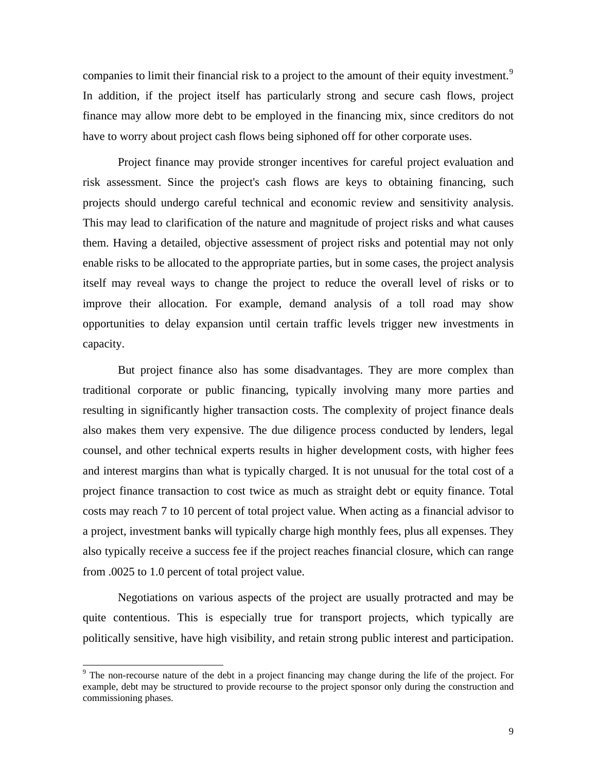companies to limit their financial risk to a project to the amount of their equity investment.[9] In addition, if the project itself has particularly strong and secure cash flows, project finance may allow more debt to be employed in the financing mix, since creditors do not have to worry about project cash flows being siphoned off for other corporate uses.

Project finance may provide stronger incentives for careful project evaluation and risk assessment. Since the project's cash flows are keys to obtaining financing, such projects should undergo careful technical and economic review and sensitivity analysis. This may lead to clarification of the nature and magnitude of project risks and what causes them. Having a detailed, objective assessment of project risks and potential may not only enable risks to be allocated to the appropriate parties, but in some cases, the project analysis itself may reveal ways to change the project to reduce the overall level of risks or to improve their allocation. For example, demand analysis of a toll road may show opportunities to delay expansion until certain traffic levels trigger new investments in capacity.

But project finance also has some disadvantages. They are more complex than traditional corporate or public financing, typically involving many more parties and resulting in significantly higher transaction costs. The complexity of project finance deals also makes them very expensive. The due diligence process conducted by lenders, legal counsel, and other technical experts results in higher development costs, with higher fees and interest margins than what is typically charged. It is not unusual for the total cost of a project finance transaction to cost twice as much as straight debt or equity finance. Total costs may reach 7 to 10 percent of total project value. When acting as a financial advisor to a project, investment banks will typically charge high monthly fees, plus all expenses. They also typically receive a success fee if the project reaches financial closure, which can range from .0025 to 1.0 percent of total project value.

Negotiations on various aspects of the project are usually protracted and may be quite contentious. This is especially true for transport projects, which typically are politically sensitive, have high visibility, and retain strong public interest and participation.

---

[9] The non-recourse nature of the debt in a project financing may change during the life of the project. For example, debt may be structured to provide recourse to the project sponsor only during the construction and commissioning phases.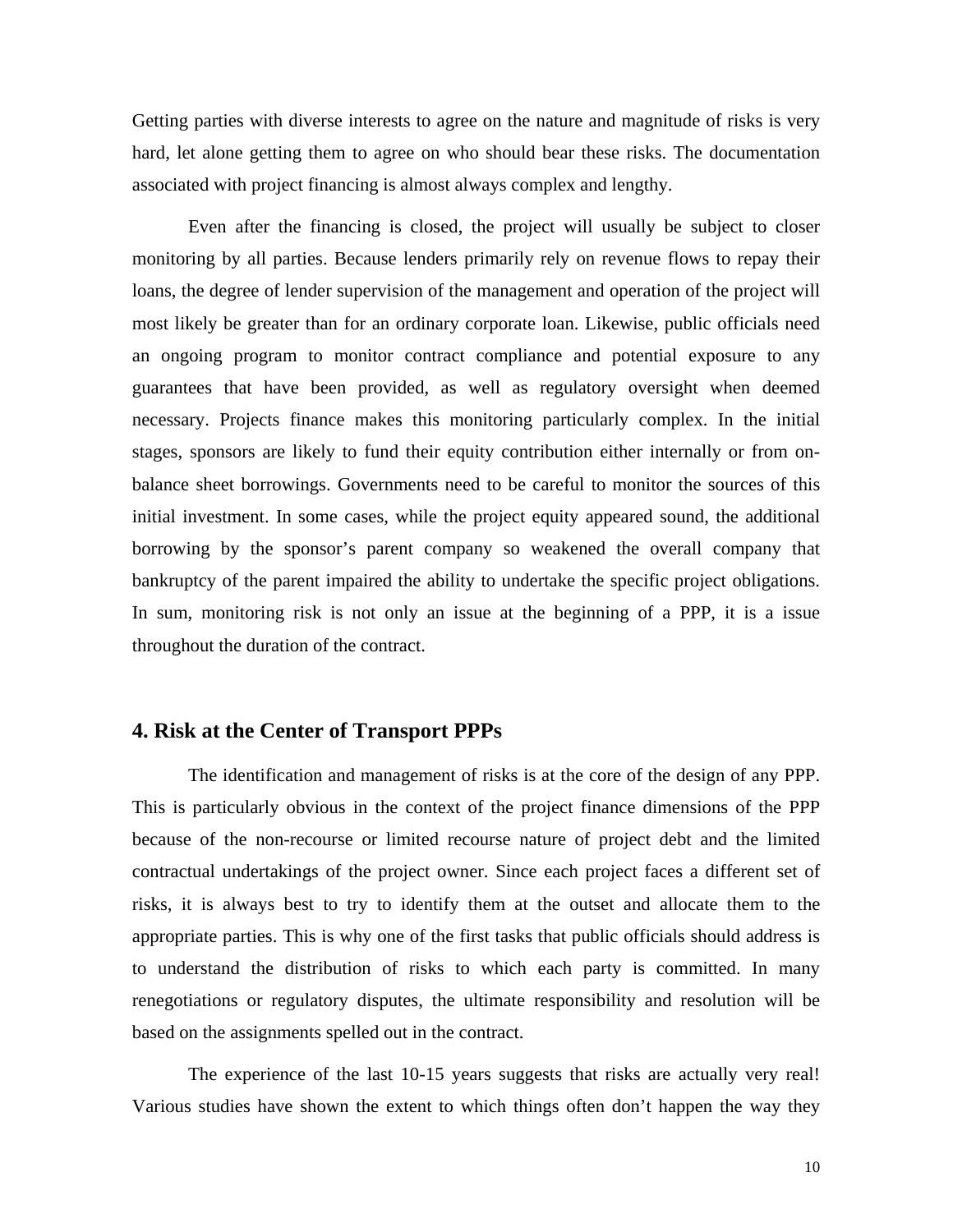Getting parties with diverse interests to agree on the nature and magnitude of risks is very hard, let alone getting them to agree on who should bear these risks. The documentation associated with project financing is almost always complex and lengthy.

Even after the financing is closed, the project will usually be subject to closer monitoring by all parties. Because lenders primarily rely on revenue flows to repay their loans, the degree of lender supervision of the management and operation of the project will most likely be greater than for an ordinary corporate loan. Likewise, public officials need an ongoing program to monitor contract compliance and potential exposure to any guarantees that have been provided, as well as regulatory oversight when deemed necessary. Projects finance makes this monitoring particularly complex. In the initial stages, sponsors are likely to fund their equity contribution either internally or from on-balance sheet borrowings. Governments need to be careful to monitor the sources of this initial investment. In some cases, while the project equity appeared sound, the additional borrowing by the sponsor's parent company so weakened the overall company that bankruptcy of the parent impaired the ability to undertake the specific project obligations. In sum, monitoring risk is not only an issue at the beginning of a PPP, it is a issue throughout the duration of the contract.

## 4. Risk at the Center of Transport PPPs

The identification and management of risks is at the core of the design of any PPP. This is particularly obvious in the context of the project finance dimensions of the PPP because of the non-recourse or limited recourse nature of project debt and the limited contractual undertakings of the project owner. Since each project faces a different set of risks, it is always best to try to identify them at the outset and allocate them to the appropriate parties. This is why one of the first tasks that public officials should address is to understand the distribution of risks to which each party is committed. In many renegotiations or regulatory disputes, the ultimate responsibility and resolution will be based on the assignments spelled out in the contract.

The experience of the last 10-15 years suggests that risks are actually very real! Various studies have shown the extent to which things often don't happen the way they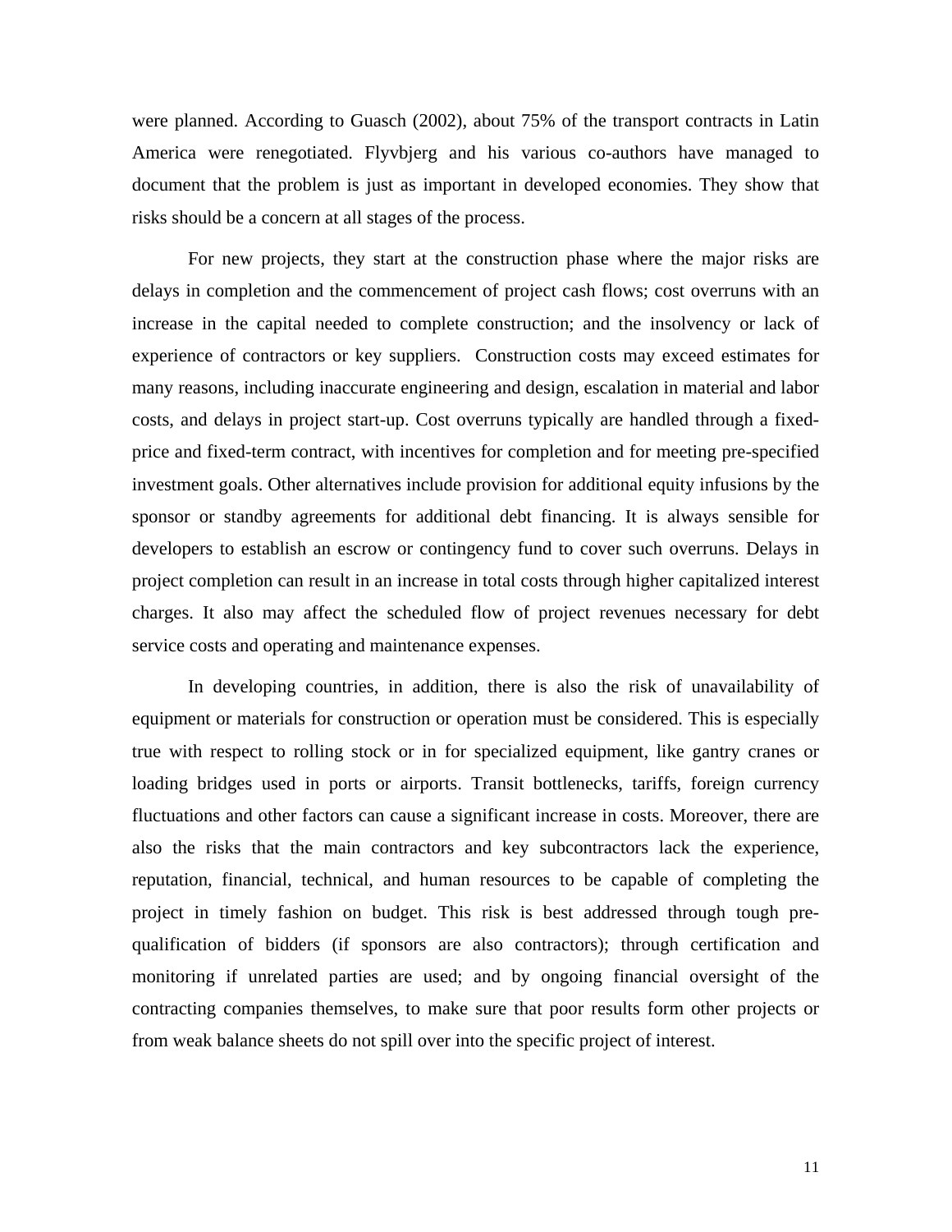were planned. According to Guasch (2002), about 75% of the transport contracts in Latin America were renegotiated. Flyvbjerg and his various co-authors have managed to document that the problem is just as important in developed economies. They show that risks should be a concern at all stages of the process.

For new projects, they start at the construction phase where the major risks are delays in completion and the commencement of project cash flows; cost overruns with an increase in the capital needed to complete construction; and the insolvency or lack of experience of contractors or key suppliers. Construction costs may exceed estimates for many reasons, including inaccurate engineering and design, escalation in material and labor costs, and delays in project start-up. Cost overruns typically are handled through a fixed-price and fixed-term contract, with incentives for completion and for meeting pre-specified investment goals. Other alternatives include provision for additional equity infusions by the sponsor or standby agreements for additional debt financing. It is always sensible for developers to establish an escrow or contingency fund to cover such overruns. Delays in project completion can result in an increase in total costs through higher capitalized interest charges. It also may affect the scheduled flow of project revenues necessary for debt service costs and operating and maintenance expenses.

In developing countries, in addition, there is also the risk of unavailability of equipment or materials for construction or operation must be considered. This is especially true with respect to rolling stock or in for specialized equipment, like gantry cranes or loading bridges used in ports or airports. Transit bottlenecks, tariffs, foreign currency fluctuations and other factors can cause a significant increase in costs. Moreover, there are also the risks that the main contractors and key subcontractors lack the experience, reputation, financial, technical, and human resources to be capable of completing the project in timely fashion on budget. This risk is best addressed through tough pre-qualification of bidders (if sponsors are also contractors); through certification and monitoring if unrelated parties are used; and by ongoing financial oversight of the contracting companies themselves, to make sure that poor results form other projects or from weak balance sheets do not spill over into the specific project of interest.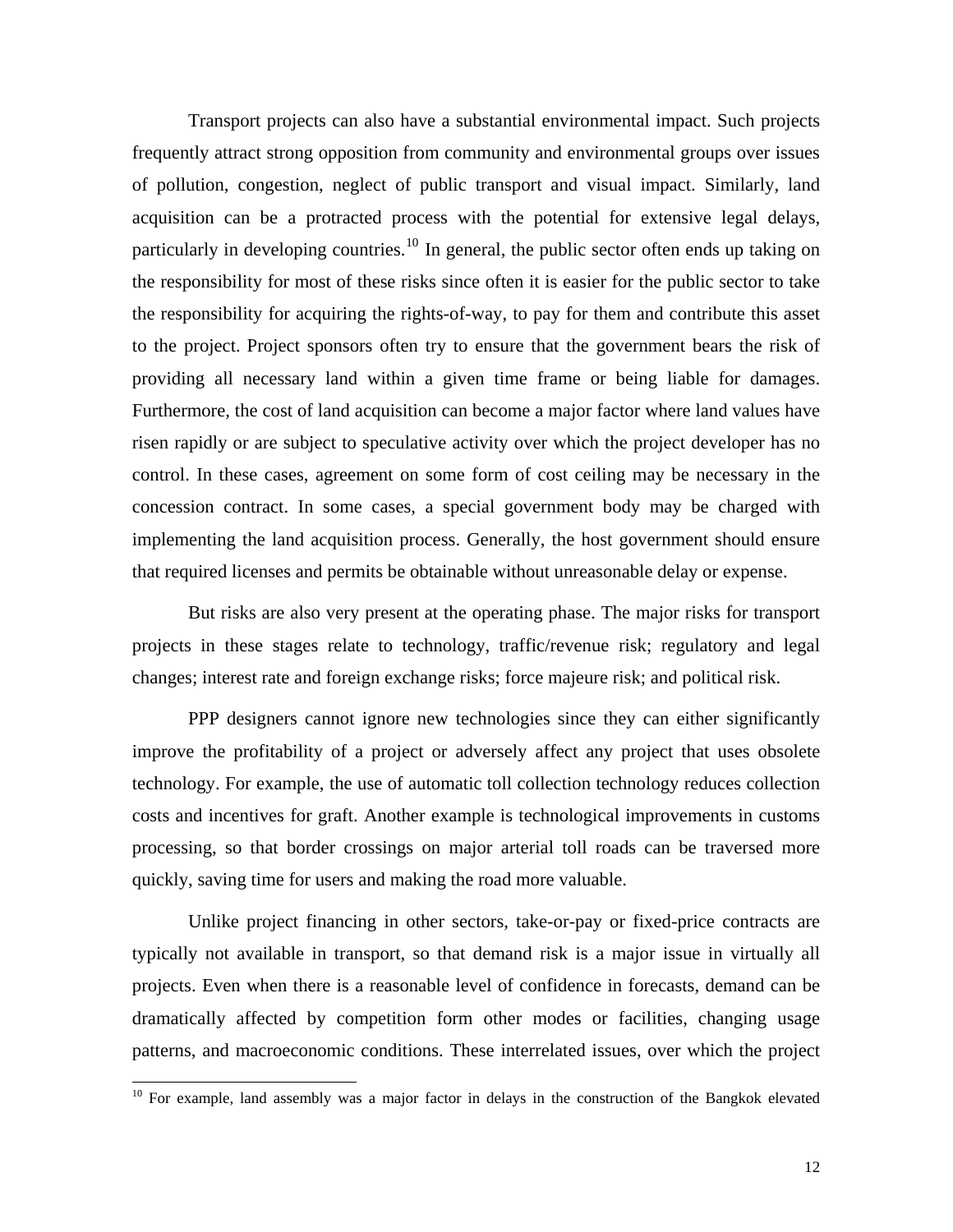Transport projects can also have a substantial environmental impact. Such projects frequently attract strong opposition from community and environmental groups over issues of pollution, congestion, neglect of public transport and visual impact. Similarly, land acquisition can be a protracted process with the potential for extensive legal delays, particularly in developing countries.[10] In general, the public sector often ends up taking on the responsibility for most of these risks since often it is easier for the public sector to take the responsibility for acquiring the rights-of-way, to pay for them and contribute this asset to the project. Project sponsors often try to ensure that the government bears the risk of providing all necessary land within a given time frame or being liable for damages. Furthermore, the cost of land acquisition can become a major factor where land values have risen rapidly or are subject to speculative activity over which the project developer has no control. In these cases, agreement on some form of cost ceiling may be necessary in the concession contract. In some cases, a special government body may be charged with implementing the land acquisition process. Generally, the host government should ensure that required licenses and permits be obtainable without unreasonable delay or expense.

But risks are also very present at the operating phase. The major risks for transport projects in these stages relate to technology, traffic/revenue risk; regulatory and legal changes; interest rate and foreign exchange risks; force majeure risk; and political risk.

PPP designers cannot ignore new technologies since they can either significantly improve the profitability of a project or adversely affect any project that uses obsolete technology. For example, the use of automatic toll collection technology reduces collection costs and incentives for graft. Another example is technological improvements in customs processing, so that border crossings on major arterial toll roads can be traversed more quickly, saving time for users and making the road more valuable.

Unlike project financing in other sectors, take-or-pay or fixed-price contracts are typically not available in transport, so that demand risk is a major issue in virtually all projects. Even when there is a reasonable level of confidence in forecasts, demand can be dramatically affected by competition form other modes or facilities, changing usage patterns, and macroeconomic conditions. These interrelated issues, over which the project

[10] For example, land assembly was a major factor in delays in the construction of the Bangkok elevated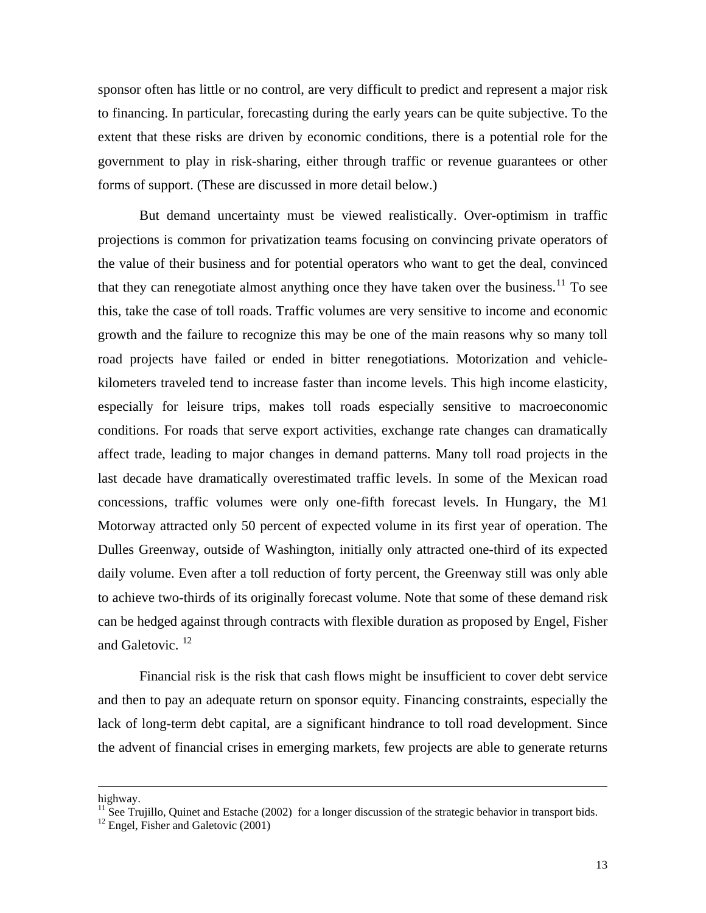sponsor often has little or no control, are very difficult to predict and represent a major risk to financing. In particular, forecasting during the early years can be quite subjective. To the extent that these risks are driven by economic conditions, there is a potential role for the government to play in risk-sharing, either through traffic or revenue guarantees or other forms of support. (These are discussed in more detail below.)

But demand uncertainty must be viewed realistically. Over-optimism in traffic projections is common for privatization teams focusing on convincing private operators of the value of their business and for potential operators who want to get the deal, convinced that they can renegotiate almost anything once they have taken over the business.[11] To see this, take the case of toll roads. Traffic volumes are very sensitive to income and economic growth and the failure to recognize this may be one of the main reasons why so many toll road projects have failed or ended in bitter renegotiations. Motorization and vehicle-kilometers traveled tend to increase faster than income levels. This high income elasticity, especially for leisure trips, makes toll roads especially sensitive to macroeconomic conditions. For roads that serve export activities, exchange rate changes can dramatically affect trade, leading to major changes in demand patterns. Many toll road projects in the last decade have dramatically overestimated traffic levels. In some of the Mexican road concessions, traffic volumes were only one-fifth forecast levels. In Hungary, the M1 Motorway attracted only 50 percent of expected volume in its first year of operation. The Dulles Greenway, outside of Washington, initially only attracted one-third of its expected daily volume. Even after a toll reduction of forty percent, the Greenway still was only able to achieve two-thirds of its originally forecast volume. Note that some of these demand risk can be hedged against through contracts with flexible duration as proposed by Engel, Fisher and Galetovic. [12]

Financial risk is the risk that cash flows might be insufficient to cover debt service and then to pay an adequate return on sponsor equity. Financing constraints, especially the lack of long-term debt capital, are a significant hindrance to toll road development. Since the advent of financial crises in emerging markets, few projects are able to generate returns

---

highway.

[11] See Trujillo, Quinet and Estache (2002) for a longer discussion of the strategic behavior in transport bids.

[12] Engel, Fisher and Galetovic (2001)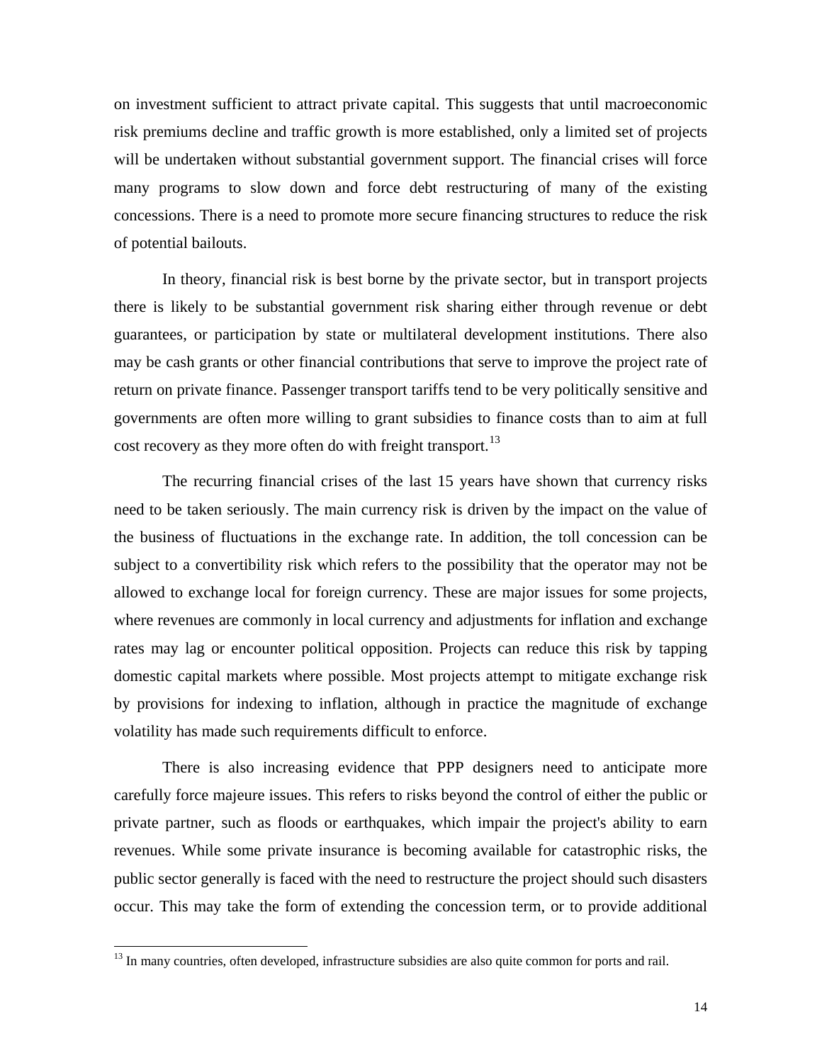on investment sufficient to attract private capital. This suggests that until macroeconomic risk premiums decline and traffic growth is more established, only a limited set of projects will be undertaken without substantial government support. The financial crises will force many programs to slow down and force debt restructuring of many of the existing concessions. There is a need to promote more secure financing structures to reduce the risk of potential bailouts.

In theory, financial risk is best borne by the private sector, but in transport projects there is likely to be substantial government risk sharing either through revenue or debt guarantees, or participation by state or multilateral development institutions. There also may be cash grants or other financial contributions that serve to improve the project rate of return on private finance. Passenger transport tariffs tend to be very politically sensitive and governments are often more willing to grant subsidies to finance costs than to aim at full cost recovery as they more often do with freight transport.[13]

The recurring financial crises of the last 15 years have shown that currency risks need to be taken seriously. The main currency risk is driven by the impact on the value of the business of fluctuations in the exchange rate. In addition, the toll concession can be subject to a convertibility risk which refers to the possibility that the operator may not be allowed to exchange local for foreign currency. These are major issues for some projects, where revenues are commonly in local currency and adjustments for inflation and exchange rates may lag or encounter political opposition. Projects can reduce this risk by tapping domestic capital markets where possible. Most projects attempt to mitigate exchange risk by provisions for indexing to inflation, although in practice the magnitude of exchange volatility has made such requirements difficult to enforce.

There is also increasing evidence that PPP designers need to anticipate more carefully force majeure issues. This refers to risks beyond the control of either the public or private partner, such as floods or earthquakes, which impair the project's ability to earn revenues. While some private insurance is becoming available for catastrophic risks, the public sector generally is faced with the need to restructure the project should such disasters occur. This may take the form of extending the concession term, or to provide additional

[13] In many countries, often developed, infrastructure subsidies are also quite common for ports and rail.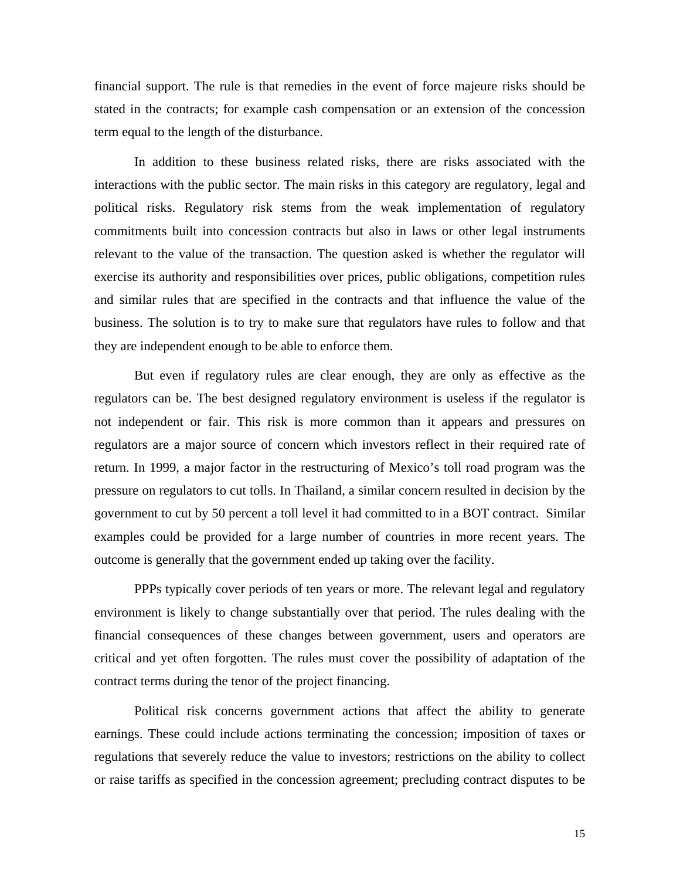financial support. The rule is that remedies in the event of force majeure risks should be stated in the contracts; for example cash compensation or an extension of the concession term equal to the length of the disturbance.

In addition to these business related risks, there are risks associated with the interactions with the public sector. The main risks in this category are regulatory, legal and political risks. Regulatory risk stems from the weak implementation of regulatory commitments built into concession contracts but also in laws or other legal instruments relevant to the value of the transaction. The question asked is whether the regulator will exercise its authority and responsibilities over prices, public obligations, competition rules and similar rules that are specified in the contracts and that influence the value of the business. The solution is to try to make sure that regulators have rules to follow and that they are independent enough to be able to enforce them.

But even if regulatory rules are clear enough, they are only as effective as the regulators can be. The best designed regulatory environment is useless if the regulator is not independent or fair. This risk is more common than it appears and pressures on regulators are a major source of concern which investors reflect in their required rate of return. In 1999, a major factor in the restructuring of Mexico's toll road program was the pressure on regulators to cut tolls. In Thailand, a similar concern resulted in decision by the government to cut by 50 percent a toll level it had committed to in a BOT contract. Similar examples could be provided for a large number of countries in more recent years. The outcome is generally that the government ended up taking over the facility.

PPPs typically cover periods of ten years or more. The relevant legal and regulatory environment is likely to change substantially over that period. The rules dealing with the financial consequences of these changes between government, users and operators are critical and yet often forgotten. The rules must cover the possibility of adaptation of the contract terms during the tenor of the project financing.

Political risk concerns government actions that affect the ability to generate earnings. These could include actions terminating the concession; imposition of taxes or regulations that severely reduce the value to investors; restrictions on the ability to collect or raise tariffs as specified in the concession agreement; precluding contract disputes to be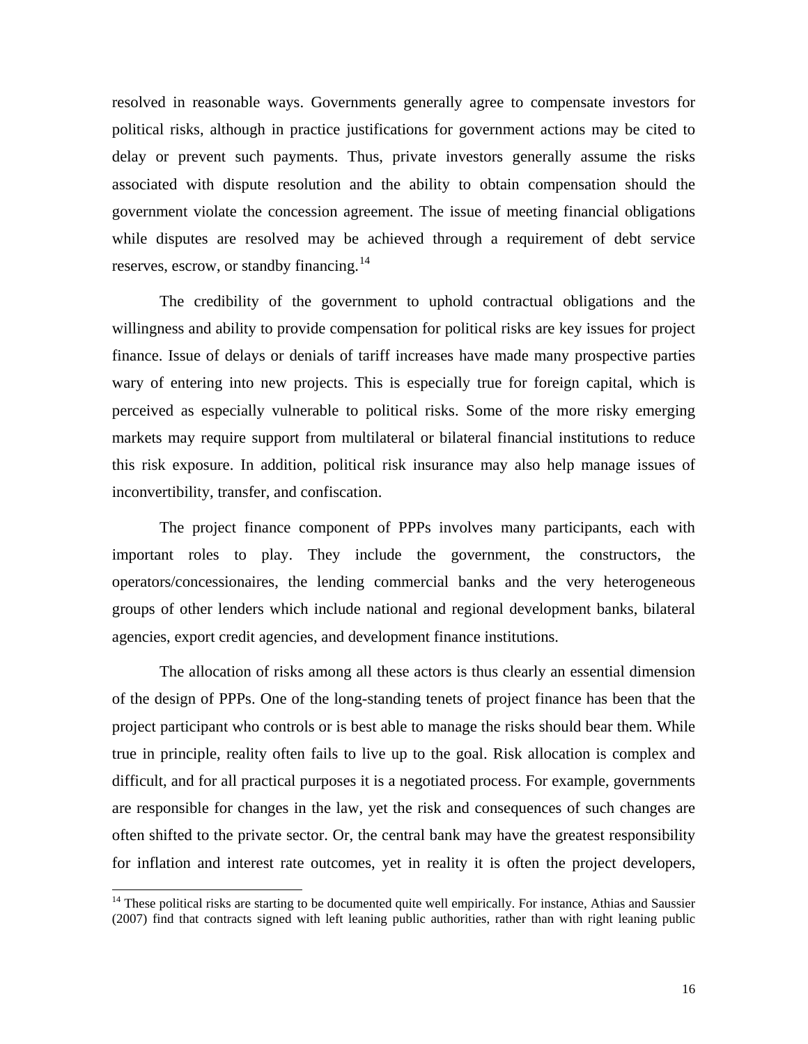resolved in reasonable ways. Governments generally agree to compensate investors for political risks, although in practice justifications for government actions may be cited to delay or prevent such payments. Thus, private investors generally assume the risks associated with dispute resolution and the ability to obtain compensation should the government violate the concession agreement. The issue of meeting financial obligations while disputes are resolved may be achieved through a requirement of debt service reserves, escrow, or standby financing.[14]

The credibility of the government to uphold contractual obligations and the willingness and ability to provide compensation for political risks are key issues for project finance. Issue of delays or denials of tariff increases have made many prospective parties wary of entering into new projects. This is especially true for foreign capital, which is perceived as especially vulnerable to political risks. Some of the more risky emerging markets may require support from multilateral or bilateral financial institutions to reduce this risk exposure. In addition, political risk insurance may also help manage issues of inconvertibility, transfer, and confiscation.

The project finance component of PPPs involves many participants, each with important roles to play. They include the government, the constructors, the operators/concessionaires, the lending commercial banks and the very heterogeneous groups of other lenders which include national and regional development banks, bilateral agencies, export credit agencies, and development finance institutions.

The allocation of risks among all these actors is thus clearly an essential dimension of the design of PPPs. One of the long-standing tenets of project finance has been that the project participant who controls or is best able to manage the risks should bear them. While true in principle, reality often fails to live up to the goal. Risk allocation is complex and difficult, and for all practical purposes it is a negotiated process. For example, governments are responsible for changes in the law, yet the risk and consequences of such changes are often shifted to the private sector. Or, the central bank may have the greatest responsibility for inflation and interest rate outcomes, yet in reality it is often the project developers,

[14] These political risks are starting to be documented quite well empirically. For instance, Athias and Saussier (2007) find that contracts signed with left leaning public authorities, rather than with right leaning public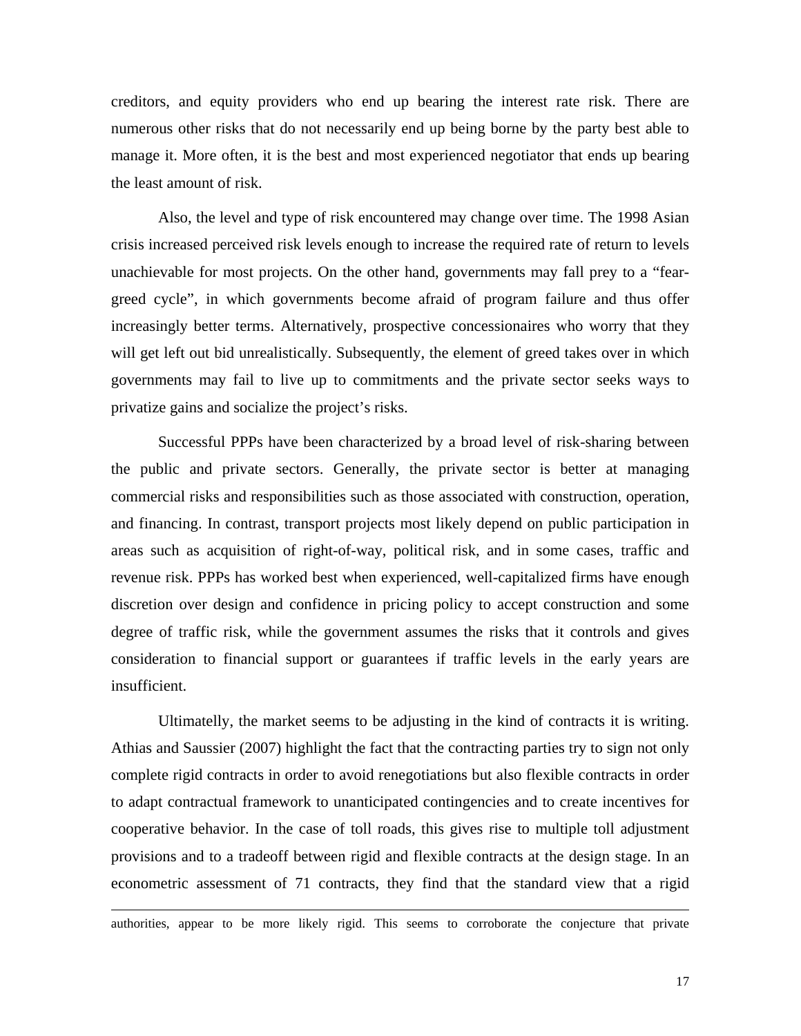creditors, and equity providers who end up bearing the interest rate risk. There are numerous other risks that do not necessarily end up being borne by the party best able to manage it. More often, it is the best and most experienced negotiator that ends up bearing the least amount of risk.

Also, the level and type of risk encountered may change over time. The 1998 Asian crisis increased perceived risk levels enough to increase the required rate of return to levels unachievable for most projects. On the other hand, governments may fall prey to a "fear-greed cycle", in which governments become afraid of program failure and thus offer increasingly better terms. Alternatively, prospective concessionaires who worry that they will get left out bid unrealistically. Subsequently, the element of greed takes over in which governments may fail to live up to commitments and the private sector seeks ways to privatize gains and socialize the project's risks.

Successful PPPs have been characterized by a broad level of risk-sharing between the public and private sectors. Generally, the private sector is better at managing commercial risks and responsibilities such as those associated with construction, operation, and financing. In contrast, transport projects most likely depend on public participation in areas such as acquisition of right-of-way, political risk, and in some cases, traffic and revenue risk. PPPs has worked best when experienced, well-capitalized firms have enough discretion over design and confidence in pricing policy to accept construction and some degree of traffic risk, while the government assumes the risks that it controls and gives consideration to financial support or guarantees if traffic levels in the early years are insufficient.

Ultimatelly, the market seems to be adjusting in the kind of contracts it is writing. Athias and Saussier (2007) highlight the fact that the contracting parties try to sign not only complete rigid contracts in order to avoid renegotiations but also flexible contracts in order to adapt contractual framework to unanticipated contingencies and to create incentives for cooperative behavior. In the case of toll roads, this gives rise to multiple toll adjustment provisions and to a tradeoff between rigid and flexible contracts at the design stage. In an econometric assessment of 71 contracts, they find that the standard view that a rigid

---

authorities, appear to be more likely rigid. This seems to corroborate the conjecture that private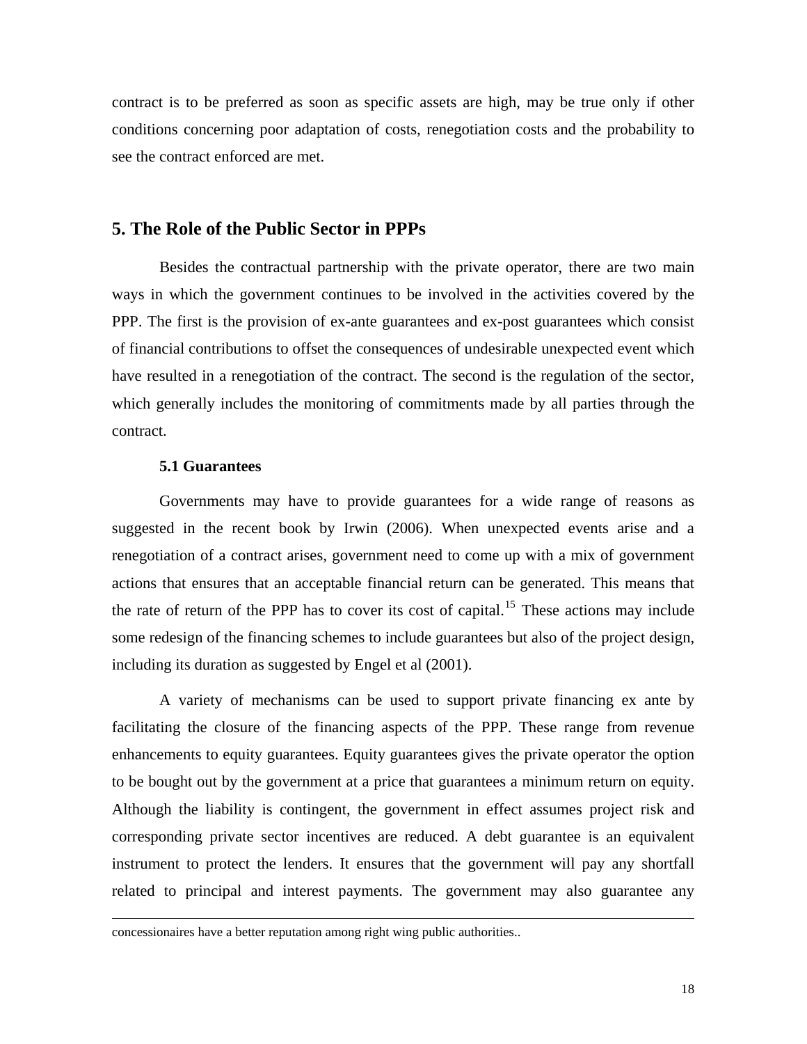contract is to be preferred as soon as specific assets are high, may be true only if other conditions concerning poor adaptation of costs, renegotiation costs and the probability to see the contract enforced are met.

## 5. The Role of the Public Sector in PPPs

Besides the contractual partnership with the private operator, there are two main ways in which the government continues to be involved in the activities covered by the PPP. The first is the provision of ex-ante guarantees and ex-post guarantees which consist of financial contributions to offset the consequences of undesirable unexpected event which have resulted in a renegotiation of the contract. The second is the regulation of the sector, which generally includes the monitoring of commitments made by all parties through the contract.

### 5.1 Guarantees

Governments may have to provide guarantees for a wide range of reasons as suggested in the recent book by Irwin (2006). When unexpected events arise and a renegotiation of a contract arises, government need to come up with a mix of government actions that ensures that an acceptable financial return can be generated. This means that the rate of return of the PPP has to cover its cost of capital.[15] These actions may include some redesign of the financing schemes to include guarantees but also of the project design, including its duration as suggested by Engel et al (2001).

A variety of mechanisms can be used to support private financing ex ante by facilitating the closure of the financing aspects of the PPP. These range from revenue enhancements to equity guarantees. Equity guarantees gives the private operator the option to be bought out by the government at a price that guarantees a minimum return on equity. Although the liability is contingent, the government in effect assumes project risk and corresponding private sector incentives are reduced. A debt guarantee is an equivalent instrument to protect the lenders. It ensures that the government will pay any shortfall related to principal and interest payments. The government may also guarantee any

---

concessionaires have a better reputation among right wing public authorities..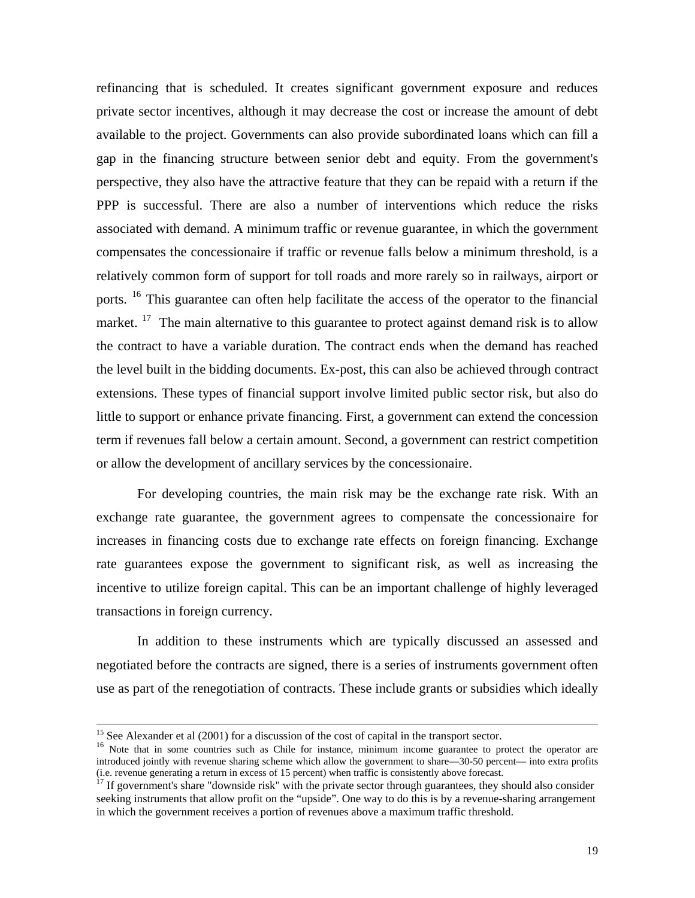refinancing that is scheduled. It creates significant government exposure and reduces private sector incentives, although it may decrease the cost or increase the amount of debt available to the project. Governments can also provide subordinated loans which can fill a gap in the financing structure between senior debt and equity. From the government's perspective, they also have the attractive feature that they can be repaid with a return if the PPP is successful. There are also a number of interventions which reduce the risks associated with demand. A minimum traffic or revenue guarantee, in which the government compensates the concessionaire if traffic or revenue falls below a minimum threshold, is a relatively common form of support for toll roads and more rarely so in railways, airport or ports. [16] This guarantee can often help facilitate the access of the operator to the financial market. [17] The main alternative to this guarantee to protect against demand risk is to allow the contract to have a variable duration. The contract ends when the demand has reached the level built in the bidding documents. Ex-post, this can also be achieved through contract extensions. These types of financial support involve limited public sector risk, but also do little to support or enhance private financing. First, a government can extend the concession term if revenues fall below a certain amount. Second, a government can restrict competition or allow the development of ancillary services by the concessionaire.

For developing countries, the main risk may be the exchange rate risk. With an exchange rate guarantee, the government agrees to compensate the concessionaire for increases in financing costs due to exchange rate effects on foreign financing. Exchange rate guarantees expose the government to significant risk, as well as increasing the incentive to utilize foreign capital. This can be an important challenge of highly leveraged transactions in foreign currency.

In addition to these instruments which are typically discussed an assessed and negotiated before the contracts are signed, there is a series of instruments government often use as part of the renegotiation of contracts. These include grants or subsidies which ideally

---

[15] See Alexander et al (2001) for a discussion of the cost of capital in the transport sector.

[16] Note that in some countries such as Chile for instance, minimum income guarantee to protect the operator are introduced jointly with revenue sharing scheme which allow the government to share—30-50 percent— into extra profits (i.e. revenue generating a return in excess of 15 percent) when traffic is consistently above forecast.

[17] If government's share "downside risk" with the private sector through guarantees, they should also consider seeking instruments that allow profit on the "upside". One way to do this is by a revenue-sharing arrangement in which the government receives a portion of revenues above a maximum traffic threshold.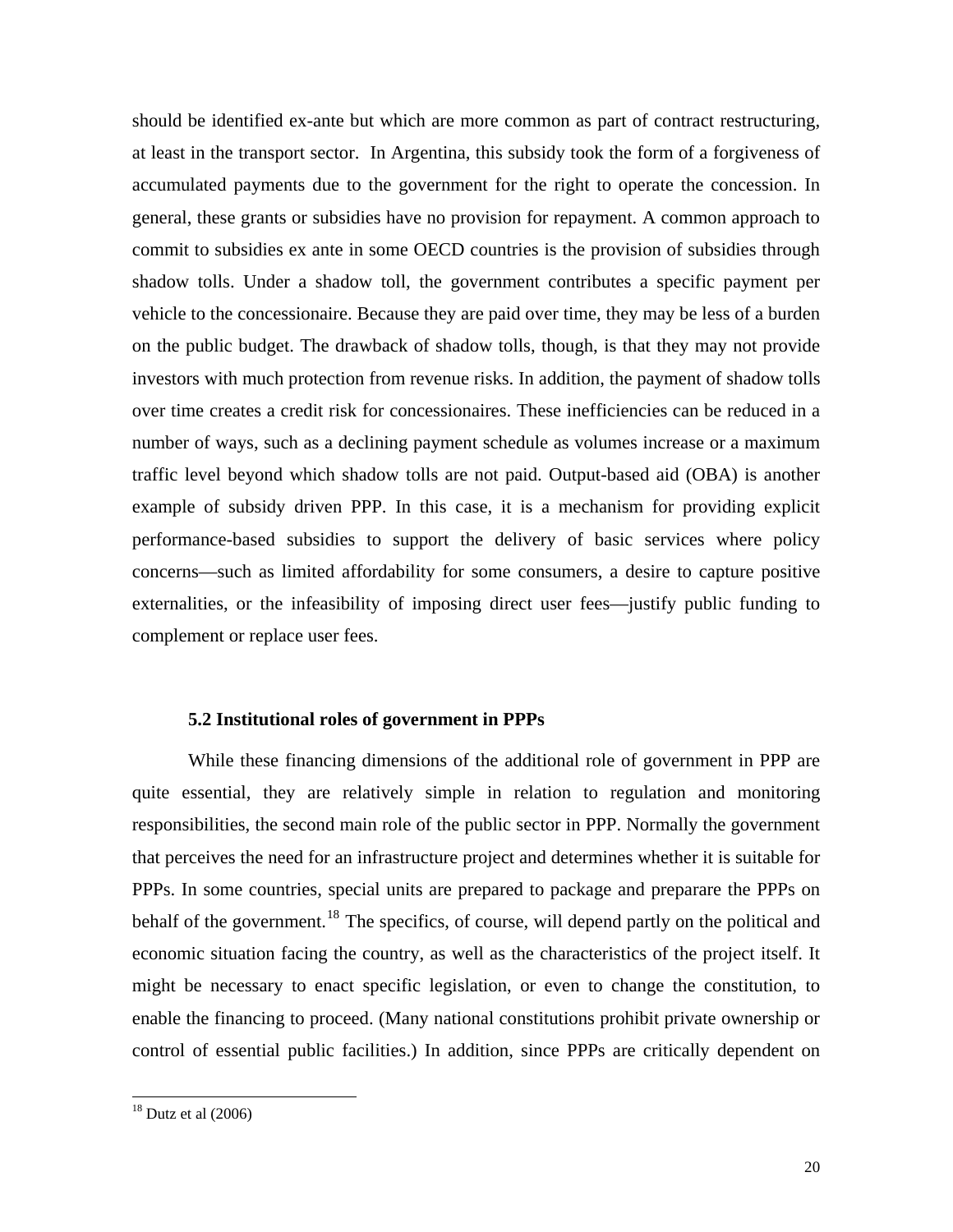should be identified ex-ante but which are more common as part of contract restructuring, at least in the transport sector. In Argentina, this subsidy took the form of a forgiveness of accumulated payments due to the government for the right to operate the concession. In general, these grants or subsidies have no provision for repayment. A common approach to commit to subsidies ex ante in some OECD countries is the provision of subsidies through shadow tolls. Under a shadow toll, the government contributes a specific payment per vehicle to the concessionaire. Because they are paid over time, they may be less of a burden on the public budget. The drawback of shadow tolls, though, is that they may not provide investors with much protection from revenue risks. In addition, the payment of shadow tolls over time creates a credit risk for concessionaires. These inefficiencies can be reduced in a number of ways, such as a declining payment schedule as volumes increase or a maximum traffic level beyond which shadow tolls are not paid. Output-based aid (OBA) is another example of subsidy driven PPP. In this case, it is a mechanism for providing explicit performance-based subsidies to support the delivery of basic services where policy concerns—such as limited affordability for some consumers, a desire to capture positive externalities, or the infeasibility of imposing direct user fees—justify public funding to complement or replace user fees.

### 5.2 Institutional roles of government in PPPs

While these financing dimensions of the additional role of government in PPP are quite essential, they are relatively simple in relation to regulation and monitoring responsibilities, the second main role of the public sector in PPP. Normally the government that perceives the need for an infrastructure project and determines whether it is suitable for PPPs. In some countries, special units are prepared to package and preparare the PPPs on behalf of the government.[18] The specifics, of course, will depend partly on the political and economic situation facing the country, as well as the characteristics of the project itself. It might be necessary to enact specific legislation, or even to change the constitution, to enable the financing to proceed. (Many national constitutions prohibit private ownership or control of essential public facilities.) In addition, since PPPs are critically dependent on

[18] Dutz et al (2006)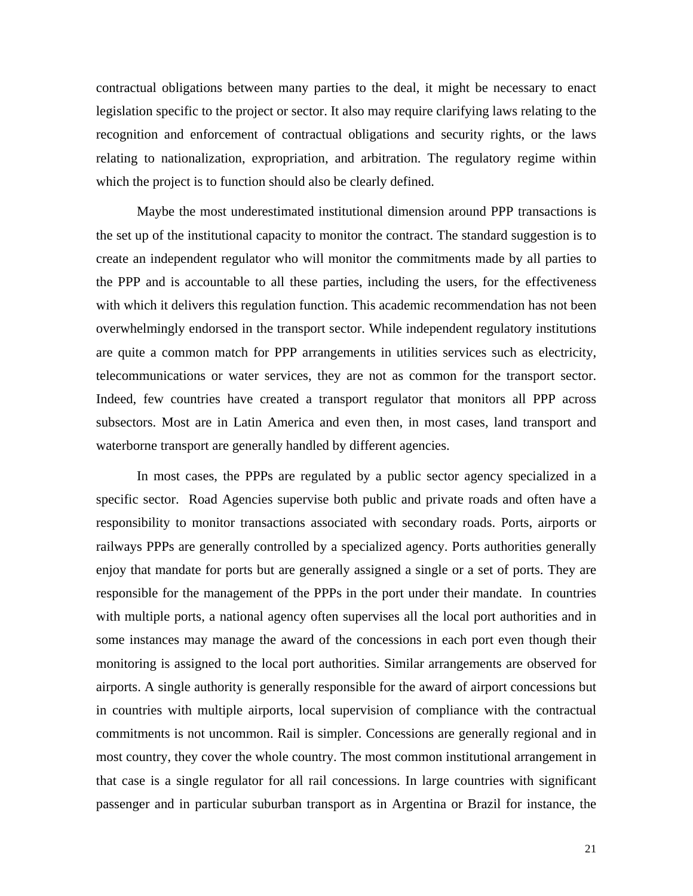contractual obligations between many parties to the deal, it might be necessary to enact legislation specific to the project or sector. It also may require clarifying laws relating to the recognition and enforcement of contractual obligations and security rights, or the laws relating to nationalization, expropriation, and arbitration. The regulatory regime within which the project is to function should also be clearly defined.

Maybe the most underestimated institutional dimension around PPP transactions is the set up of the institutional capacity to monitor the contract. The standard suggestion is to create an independent regulator who will monitor the commitments made by all parties to the PPP and is accountable to all these parties, including the users, for the effectiveness with which it delivers this regulation function. This academic recommendation has not been overwhelmingly endorsed in the transport sector. While independent regulatory institutions are quite a common match for PPP arrangements in utilities services such as electricity, telecommunications or water services, they are not as common for the transport sector. Indeed, few countries have created a transport regulator that monitors all PPP across subsectors. Most are in Latin America and even then, in most cases, land transport and waterborne transport are generally handled by different agencies.

In most cases, the PPPs are regulated by a public sector agency specialized in a specific sector. Road Agencies supervise both public and private roads and often have a responsibility to monitor transactions associated with secondary roads. Ports, airports or railways PPPs are generally controlled by a specialized agency. Ports authorities generally enjoy that mandate for ports but are generally assigned a single or a set of ports. They are responsible for the management of the PPPs in the port under their mandate. In countries with multiple ports, a national agency often supervises all the local port authorities and in some instances may manage the award of the concessions in each port even though their monitoring is assigned to the local port authorities. Similar arrangements are observed for airports. A single authority is generally responsible for the award of airport concessions but in countries with multiple airports, local supervision of compliance with the contractual commitments is not uncommon. Rail is simpler. Concessions are generally regional and in most country, they cover the whole country. The most common institutional arrangement in that case is a single regulator for all rail concessions. In large countries with significant passenger and in particular suburban transport as in Argentina or Brazil for instance, the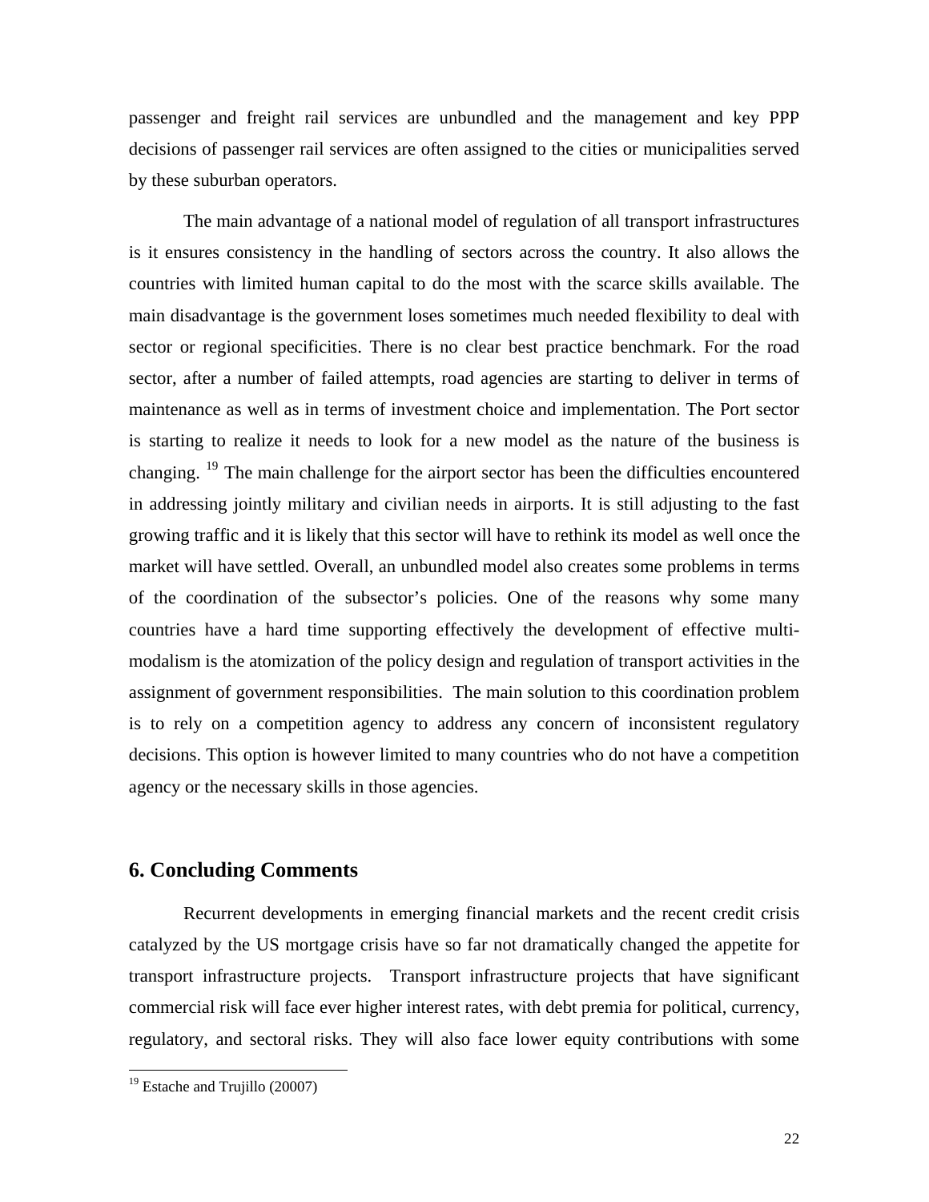passenger and freight rail services are unbundled and the management and key PPP decisions of passenger rail services are often assigned to the cities or municipalities served by these suburban operators.

The main advantage of a national model of regulation of all transport infrastructures is it ensures consistency in the handling of sectors across the country. It also allows the countries with limited human capital to do the most with the scarce skills available. The main disadvantage is the government loses sometimes much needed flexibility to deal with sector or regional specificities. There is no clear best practice benchmark. For the road sector, after a number of failed attempts, road agencies are starting to deliver in terms of maintenance as well as in terms of investment choice and implementation. The Port sector is starting to realize it needs to look for a new model as the nature of the business is changing. [19] The main challenge for the airport sector has been the difficulties encountered in addressing jointly military and civilian needs in airports. It is still adjusting to the fast growing traffic and it is likely that this sector will have to rethink its model as well once the market will have settled. Overall, an unbundled model also creates some problems in terms of the coordination of the subsector's policies. One of the reasons why some many countries have a hard time supporting effectively the development of effective multi-modalism is the atomization of the policy design and regulation of transport activities in the assignment of government responsibilities. The main solution to this coordination problem is to rely on a competition agency to address any concern of inconsistent regulatory decisions. This option is however limited to many countries who do not have a competition agency or the necessary skills in those agencies.

## 6. Concluding Comments

Recurrent developments in emerging financial markets and the recent credit crisis catalyzed by the US mortgage crisis have so far not dramatically changed the appetite for transport infrastructure projects. Transport infrastructure projects that have significant commercial risk will face ever higher interest rates, with debt premia for political, currency, regulatory, and sectoral risks. They will also face lower equity contributions with some

[19] Estache and Trujillo (20007)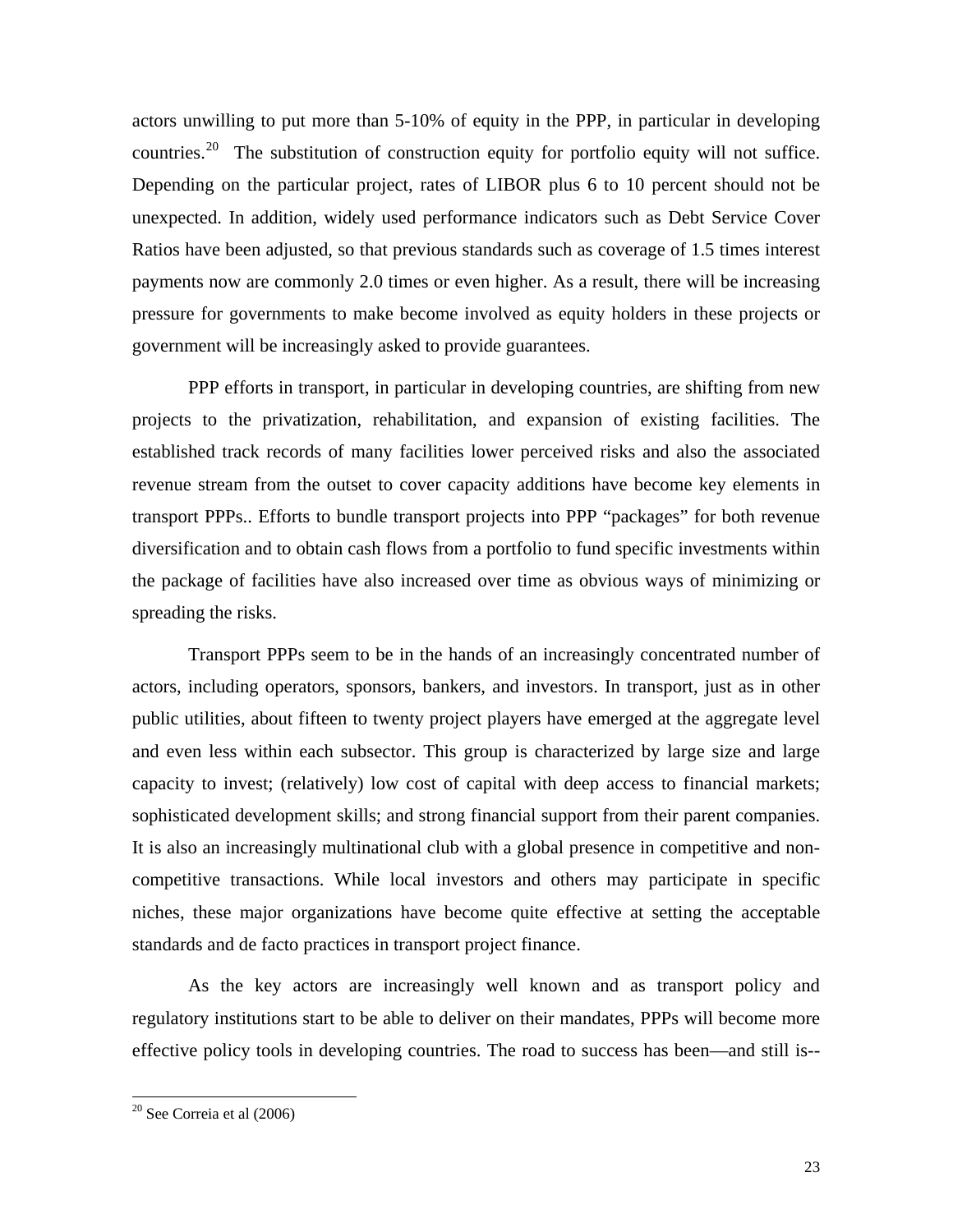actors unwilling to put more than 5-10% of equity in the PPP, in particular in developing countries.[20] The substitution of construction equity for portfolio equity will not suffice. Depending on the particular project, rates of LIBOR plus 6 to 10 percent should not be unexpected. In addition, widely used performance indicators such as Debt Service Cover Ratios have been adjusted, so that previous standards such as coverage of 1.5 times interest payments now are commonly 2.0 times or even higher. As a result, there will be increasing pressure for governments to make become involved as equity holders in these projects or government will be increasingly asked to provide guarantees.

PPP efforts in transport, in particular in developing countries, are shifting from new projects to the privatization, rehabilitation, and expansion of existing facilities. The established track records of many facilities lower perceived risks and also the associated revenue stream from the outset to cover capacity additions have become key elements in transport PPPs.. Efforts to bundle transport projects into PPP "packages" for both revenue diversification and to obtain cash flows from a portfolio to fund specific investments within the package of facilities have also increased over time as obvious ways of minimizing or spreading the risks.

Transport PPPs seem to be in the hands of an increasingly concentrated number of actors, including operators, sponsors, bankers, and investors. In transport, just as in other public utilities, about fifteen to twenty project players have emerged at the aggregate level and even less within each subsector. This group is characterized by large size and large capacity to invest; (relatively) low cost of capital with deep access to financial markets; sophisticated development skills; and strong financial support from their parent companies. It is also an increasingly multinational club with a global presence in competitive and non-competitive transactions. While local investors and others may participate in specific niches, these major organizations have become quite effective at setting the acceptable standards and de facto practices in transport project finance.

As the key actors are increasingly well known and as transport policy and regulatory institutions start to be able to deliver on their mandates, PPPs will become more effective policy tools in developing countries. The road to success has been—and still is--

[20] See Correia et al (2006)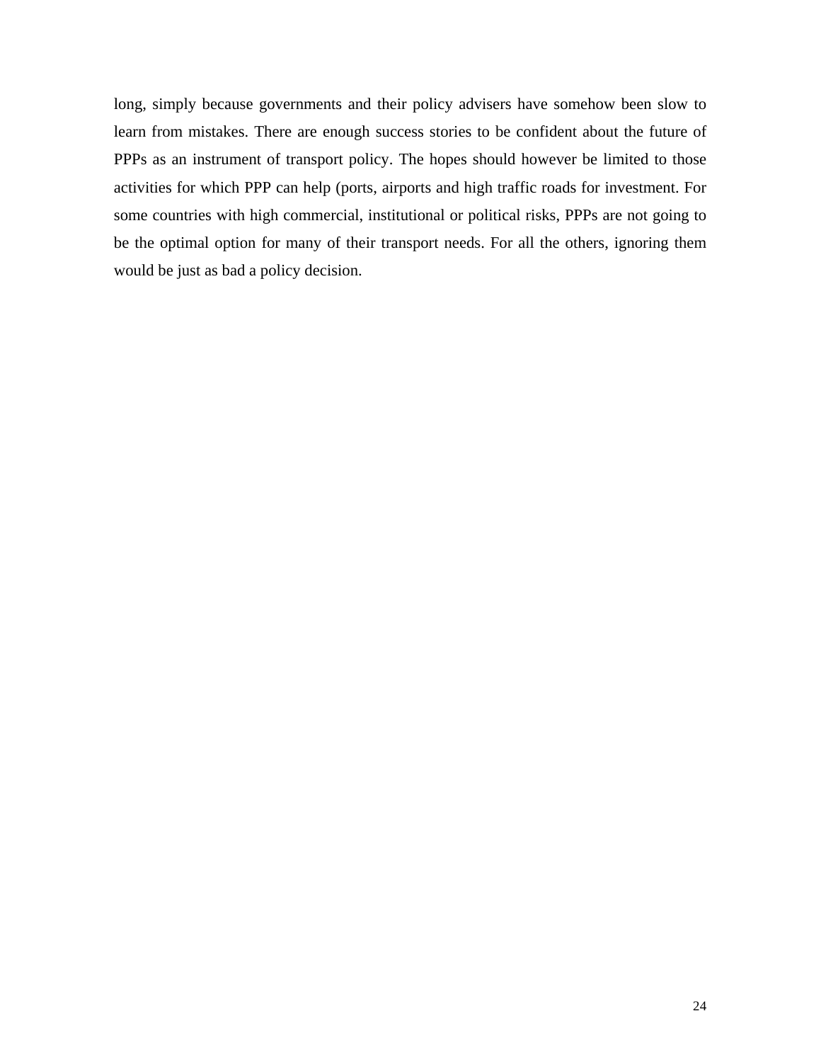long, simply because governments and their policy advisers have somehow been slow to learn from mistakes. There are enough success stories to be confident about the future of PPPs as an instrument of transport policy. The hopes should however be limited to those activities for which PPP can help (ports, airports and high traffic roads for investment. For some countries with high commercial, institutional or political risks, PPPs are not going to be the optimal option for many of their transport needs. For all the others, ignoring them would be just as bad a policy decision.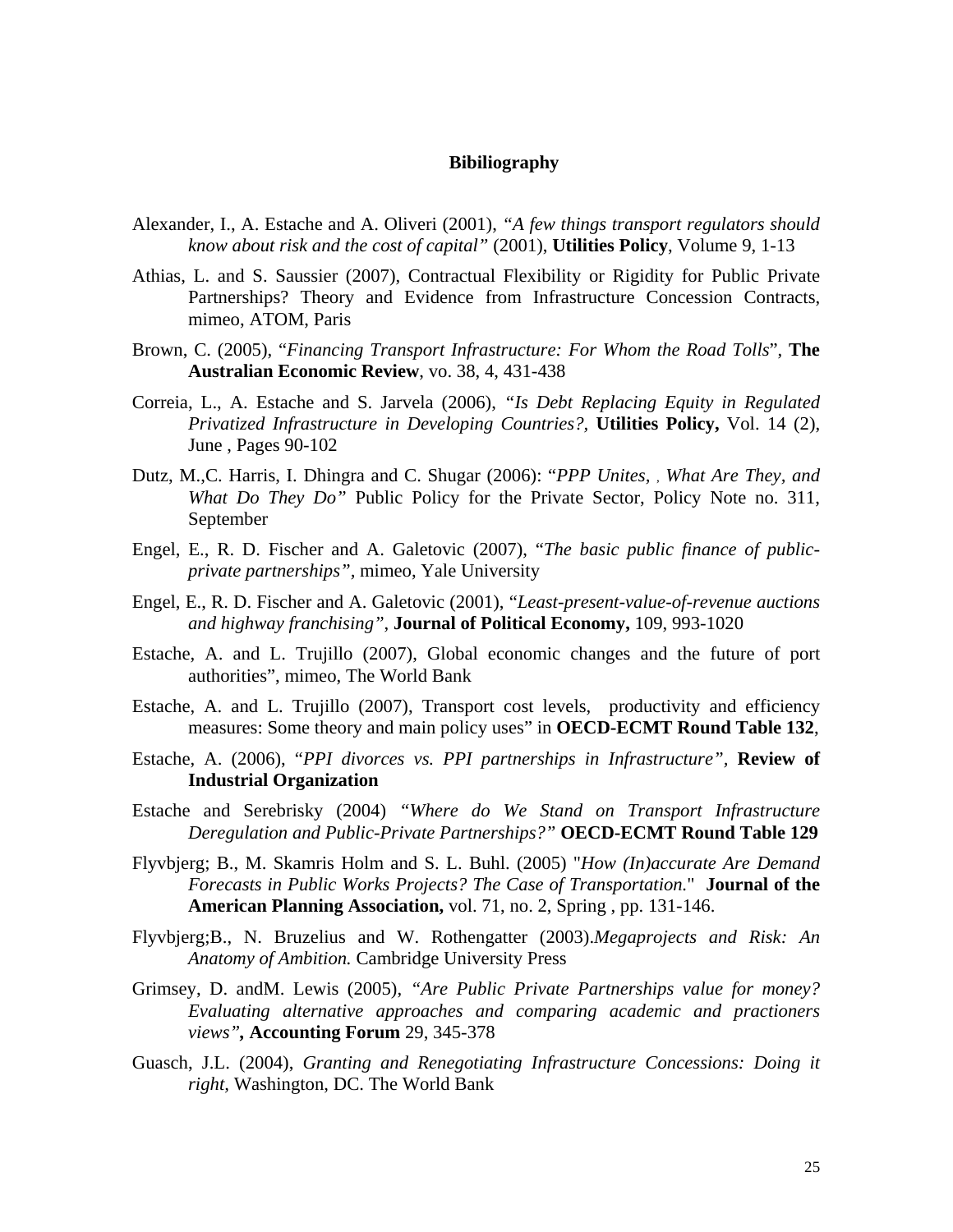# Bibiliography

Alexander, I., A. Estache and A. Oliveri (2001), *"A few things transport regulators should know about risk and the cost of capital"* (2001), **Utilities Policy**, Volume 9, 1-13

Athias, L. and S. Saussier (2007), Contractual Flexibility or Rigidity for Public Private Partnerships? Theory and Evidence from Infrastructure Concession Contracts, mimeo, ATOM, Paris

Brown, C. (2005), "*Financing Transport Infrastructure: For Whom the Road Tolls*", **The Australian Economic Review**, vo. 38, 4, 431-438

Correia, L., A. Estache and S. Jarvela (2006), *"Is Debt Replacing Equity in Regulated Privatized Infrastructure in Developing Countries?*, **Utilities Policy,** Vol. 14 (2), June , Pages 90-102

Dutz, M.,C. Harris, I. Dhingra and C. Shugar (2006): "*PPP Unites, , What Are They, and What Do They Do"* Public Policy for the Private Sector, Policy Note no. 311, September

Engel, E., R. D. Fischer and A. Galetovic (2007), "*The basic public finance of public-private partnerships"*, mimeo, Yale University

Engel, E., R. D. Fischer and A. Galetovic (2001), "*Least-present-value-of-revenue auctions and highway franchising"*, **Journal of Political Economy,** 109, 993-1020

Estache, A. and L. Trujillo (2007), Global economic changes and the future of port authorities", mimeo, The World Bank

Estache, A. and L. Trujillo (2007), Transport cost levels, productivity and efficiency measures: Some theory and main policy uses" in **OECD-ECMT Round Table 132**,

Estache, A. (2006), "*PPI divorces vs. PPI partnerships in Infrastructure",* **Review of Industrial Organization**

Estache and Serebrisky (2004) *"Where do We Stand on Transport Infrastructure Deregulation and Public-Private Partnerships?"* **OECD-ECMT Round Table 129**

Flyvbjerg; B., M. Skamris Holm and S. L. Buhl. (2005) "*How (In)accurate Are Demand Forecasts in Public Works Projects? The Case of Transportation.*" **Journal of the American Planning Association,** vol. 71, no. 2, Spring , pp. 131-146.

Flyvbjerg;B., N. Bruzelius and W. Rothengatter (2003).*Megaprojects and Risk: An Anatomy of Ambition.* Cambridge University Press

Grimsey, D. andM. Lewis (2005), *"Are Public Private Partnerships value for money? Evaluating alternative approaches and comparing academic and practioners views"***, Accounting Forum** 29, 345-378

Guasch, J.L. (2004), *Granting and Renegotiating Infrastructure Concessions: Doing it right,* Washington, DC. The World Bank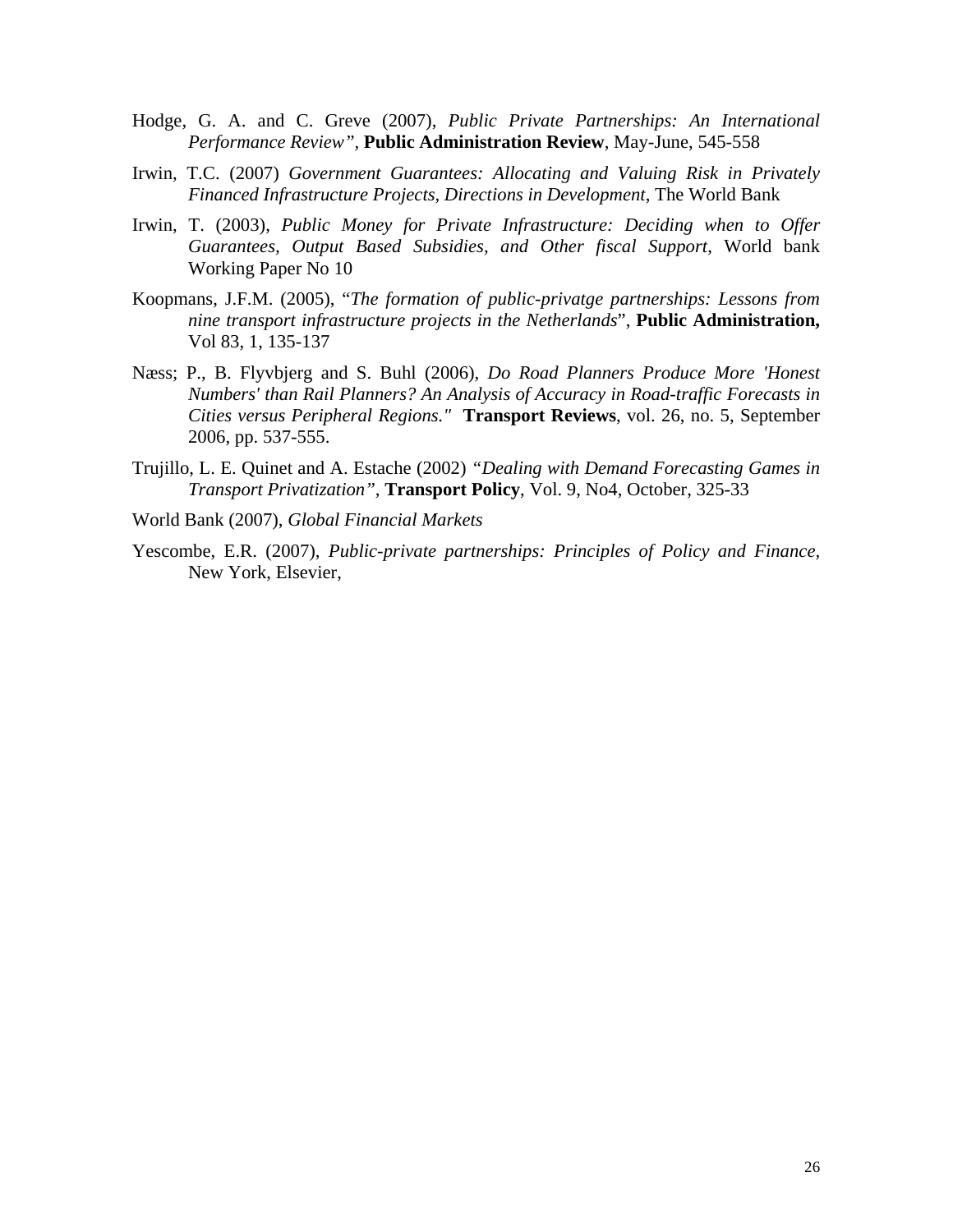Hodge, G. A. and C. Greve (2007), *Public Private Partnerships: An International Performance Review",* **Public Administration Review**, May-June, 545-558

Irwin, T.C. (2007) *Government Guarantees: Allocating and Valuing Risk in Privately Financed Infrastructure Projects, Directions in Development*, The World Bank

Irwin, T. (2003), *Public Money for Private Infrastructure: Deciding when to Offer Guarantees, Output Based Subsidies, and Other fiscal Support*, World bank Working Paper No 10

Koopmans, J.F.M. (2005), "*The formation of public-privatge partnerships: Lessons from nine transport infrastructure projects in the Netherlands*", **Public Administration,** Vol 83, 1, 135-137

Næss; P., B. Flyvbjerg and S. Buhl (2006), *Do Road Planners Produce More 'Honest Numbers' than Rail Planners? An Analysis of Accuracy in Road-traffic Forecasts in Cities versus Peripheral Regions."* **Transport Reviews**, vol. 26, no. 5, September 2006, pp. 537-555.

Trujillo, L. E. Quinet and A. Estache (2002) *"Dealing with Demand Forecasting Games in Transport Privatization"*, **Transport Policy**, Vol. 9, No4, October, 325-33

World Bank (2007), *Global Financial Markets*

Yescombe, E.R. (2007), *Public-private partnerships: Principles of Policy and Finance*, New York, Elsevier,